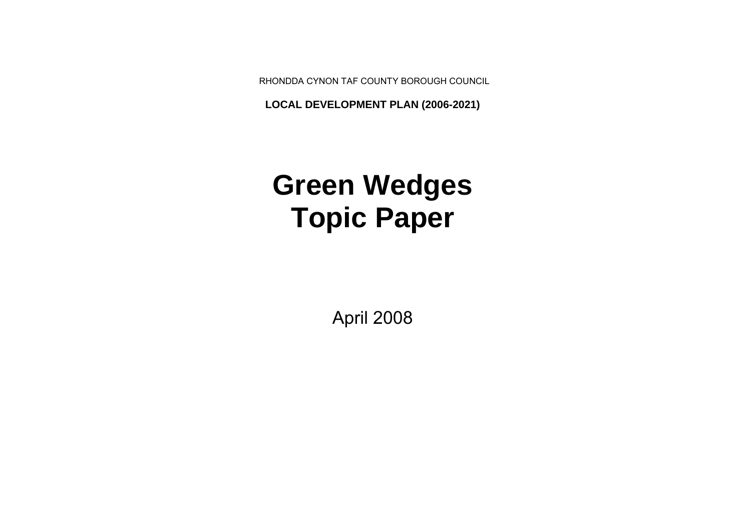RHONDDA CYNON TAF COUNTY BOROUGH COUNCIL

**LOCAL DEVELOPMENT PLAN (2006-2021)**

# Green Wedges Topic Paper

April 2008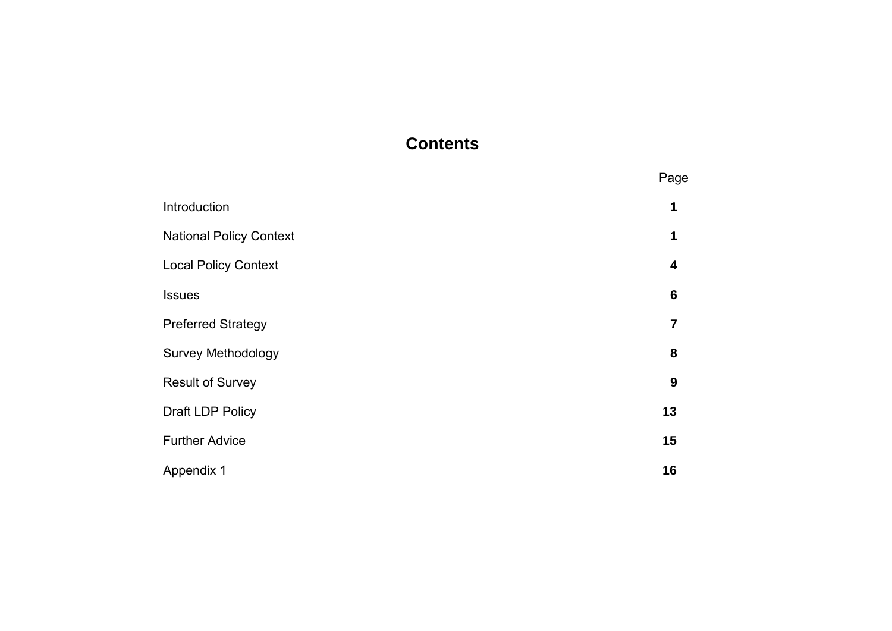# Contents

| | Page |
|---|---|
| Introduction | **1** |
| National Policy Context | **1** |
| Local Policy Context | **4** |
| Issues | **6** |
| Preferred Strategy | **7** |
| Survey Methodology | **8** |
| Result of Survey | **9** |
| Draft LDP Policy | **13** |
| Further Advice | **15** |
| Appendix 1 | **16** |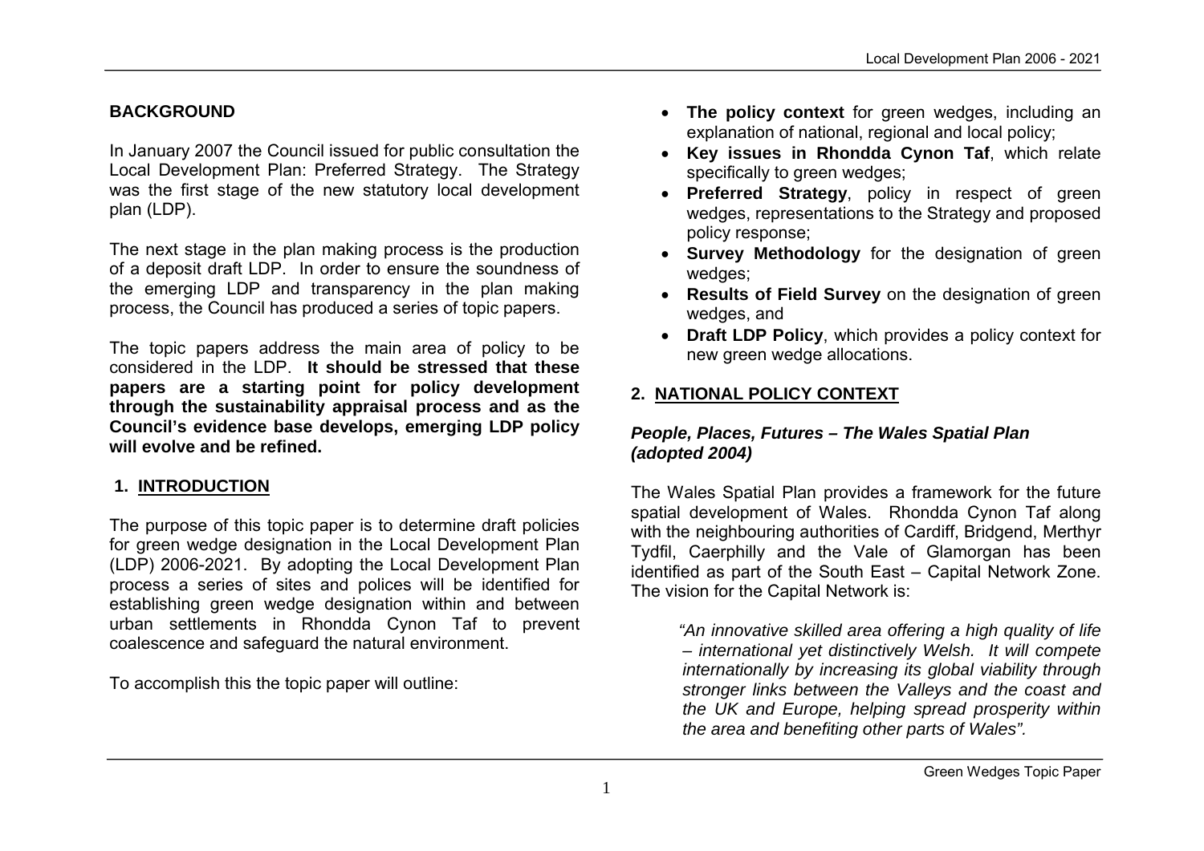## BACKGROUND

In January 2007 the Council issued for public consultation the Local Development Plan: Preferred Strategy. The Strategy was the first stage of the new statutory local development plan (LDP).

The next stage in the plan making process is the production of a deposit draft LDP. In order to ensure the soundness of the emerging LDP and transparency in the plan making process, the Council has produced a series of topic papers.

The topic papers address the main area of policy to be considered in the LDP. **It should be stressed that these papers are a starting point for policy development through the sustainability appraisal process and as the Council's evidence base develops, emerging LDP policy will evolve and be refined.**

## 1. INTRODUCTION

The purpose of this topic paper is to determine draft policies for green wedge designation in the Local Development Plan (LDP) 2006-2021. By adopting the Local Development Plan process a series of sites and polices will be identified for establishing green wedge designation within and between urban settlements in Rhondda Cynon Taf to prevent coalescence and safeguard the natural environment.

To accomplish this the topic paper will outline:

- **The policy context** for green wedges, including an explanation of national, regional and local policy;
- **Key issues in Rhondda Cynon Taf**, which relate specifically to green wedges;
- **Preferred Strategy**, policy in respect of green wedges, representations to the Strategy and proposed policy response;
- **Survey Methodology** for the designation of green wedges;
- **Results of Field Survey** on the designation of green wedges, and
- **Draft LDP Policy**, which provides a policy context for new green wedge allocations.

## 2. NATIONAL POLICY CONTEXT

### *People, Places, Futures – The Wales Spatial Plan (adopted 2004)*

The Wales Spatial Plan provides a framework for the future spatial development of Wales. Rhondda Cynon Taf along with the neighbouring authorities of Cardiff, Bridgend, Merthyr Tydfil, Caerphilly and the Vale of Glamorgan has been identified as part of the South East – Capital Network Zone. The vision for the Capital Network is:

> *"An innovative skilled area offering a high quality of life – international yet distinctively Welsh. It will compete internationally by increasing its global viability through stronger links between the Valleys and the coast and the UK and Europe, helping spread prosperity within the area and benefiting other parts of Wales".*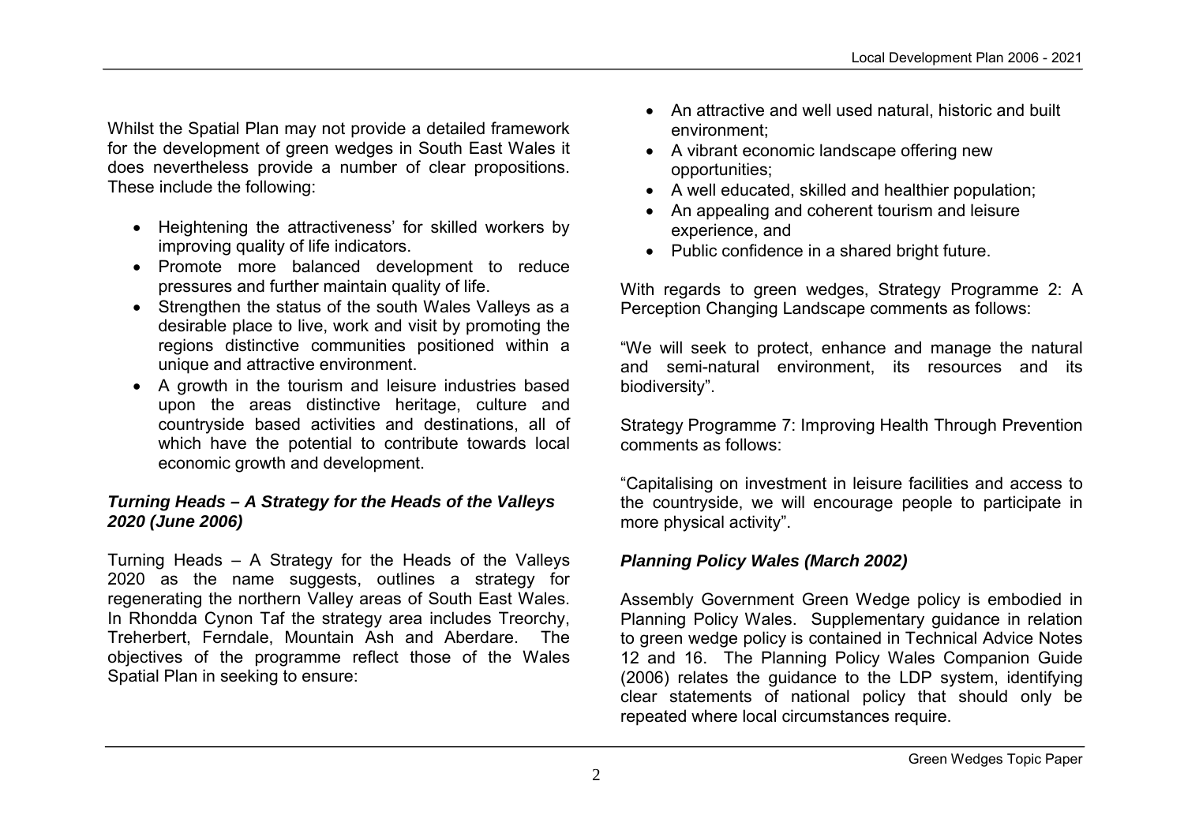Whilst the Spatial Plan may not provide a detailed framework for the development of green wedges in South East Wales it does nevertheless provide a number of clear propositions. These include the following:

- Heightening the attractiveness' for skilled workers by improving quality of life indicators.
- Promote more balanced development to reduce pressures and further maintain quality of life.
- Strengthen the status of the south Wales Valleys as a desirable place to live, work and visit by promoting the regions distinctive communities positioned within a unique and attractive environment.
- A growth in the tourism and leisure industries based upon the areas distinctive heritage, culture and countryside based activities and destinations, all of which have the potential to contribute towards local economic growth and development.

### *Turning Heads – A Strategy for the Heads of the Valleys 2020 (June 2006)*

Turning Heads – A Strategy for the Heads of the Valleys 2020 as the name suggests, outlines a strategy for regenerating the northern Valley areas of South East Wales. In Rhondda Cynon Taf the strategy area includes Treorchy, Treherbert, Ferndale, Mountain Ash and Aberdare. The objectives of the programme reflect those of the Wales Spatial Plan in seeking to ensure:

- An attractive and well used natural, historic and built environment;
- A vibrant economic landscape offering new opportunities;
- A well educated, skilled and healthier population;
- An appealing and coherent tourism and leisure experience, and
- Public confidence in a shared bright future.

With regards to green wedges, Strategy Programme 2: A Perception Changing Landscape comments as follows:

"We will seek to protect, enhance and manage the natural and semi-natural environment, its resources and its biodiversity".

Strategy Programme 7: Improving Health Through Prevention comments as follows:

"Capitalising on investment in leisure facilities and access to the countryside, we will encourage people to participate in more physical activity".

### *Planning Policy Wales (March 2002)*

Assembly Government Green Wedge policy is embodied in Planning Policy Wales. Supplementary guidance in relation to green wedge policy is contained in Technical Advice Notes 12 and 16. The Planning Policy Wales Companion Guide (2006) relates the guidance to the LDP system, identifying clear statements of national policy that should only be repeated where local circumstances require.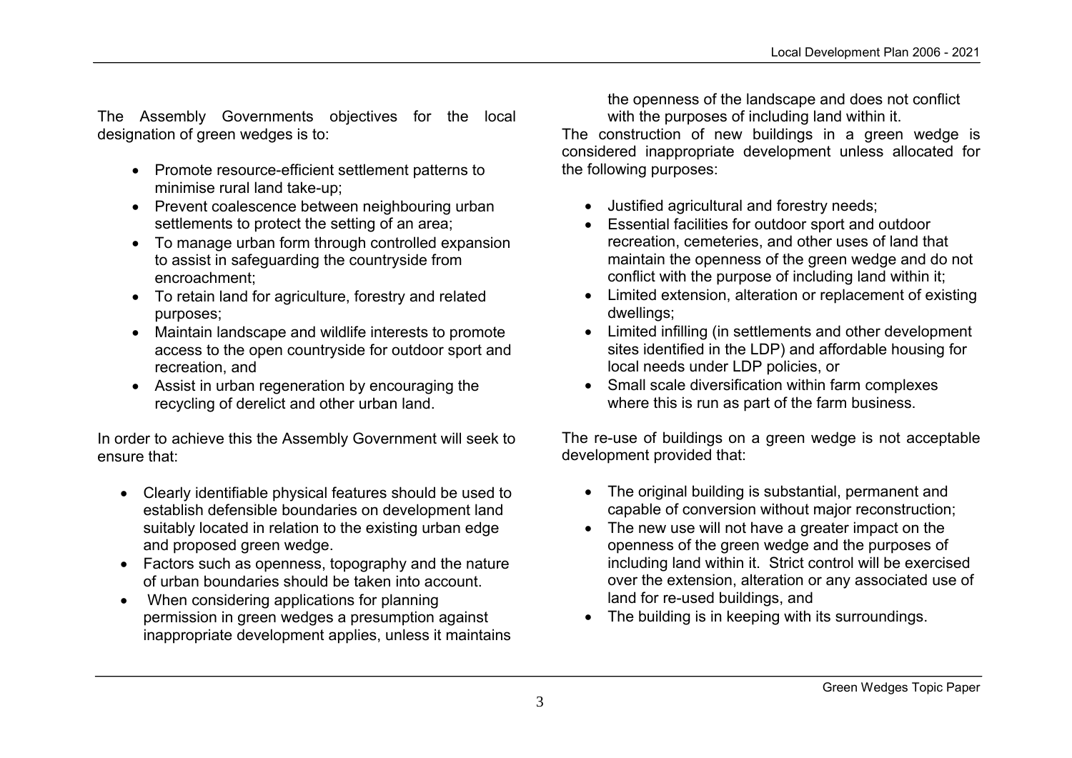The Assembly Governments objectives for the local designation of green wedges is to:

- Promote resource-efficient settlement patterns to minimise rural land take-up;
- Prevent coalescence between neighbouring urban settlements to protect the setting of an area;
- To manage urban form through controlled expansion to assist in safeguarding the countryside from encroachment;
- To retain land for agriculture, forestry and related purposes;
- Maintain landscape and wildlife interests to promote access to the open countryside for outdoor sport and recreation, and
- Assist in urban regeneration by encouraging the recycling of derelict and other urban land.

In order to achieve this the Assembly Government will seek to ensure that:

- Clearly identifiable physical features should be used to establish defensible boundaries on development land suitably located in relation to the existing urban edge and proposed green wedge.
- Factors such as openness, topography and the nature of urban boundaries should be taken into account.
- When considering applications for planning permission in green wedges a presumption against inappropriate development applies, unless it maintains the openness of the landscape and does not conflict with the purposes of including land within it.

The construction of new buildings in a green wedge is considered inappropriate development unless allocated for the following purposes:

- Justified agricultural and forestry needs;
- Essential facilities for outdoor sport and outdoor recreation, cemeteries, and other uses of land that maintain the openness of the green wedge and do not conflict with the purpose of including land within it;
- Limited extension, alteration or replacement of existing dwellings;
- Limited infilling (in settlements and other development sites identified in the LDP) and affordable housing for local needs under LDP policies, or
- Small scale diversification within farm complexes where this is run as part of the farm business.

The re-use of buildings on a green wedge is not acceptable development provided that:

- The original building is substantial, permanent and capable of conversion without major reconstruction;
- The new use will not have a greater impact on the openness of the green wedge and the purposes of including land within it. Strict control will be exercised over the extension, alteration or any associated use of land for re-used buildings, and
- The building is in keeping with its surroundings.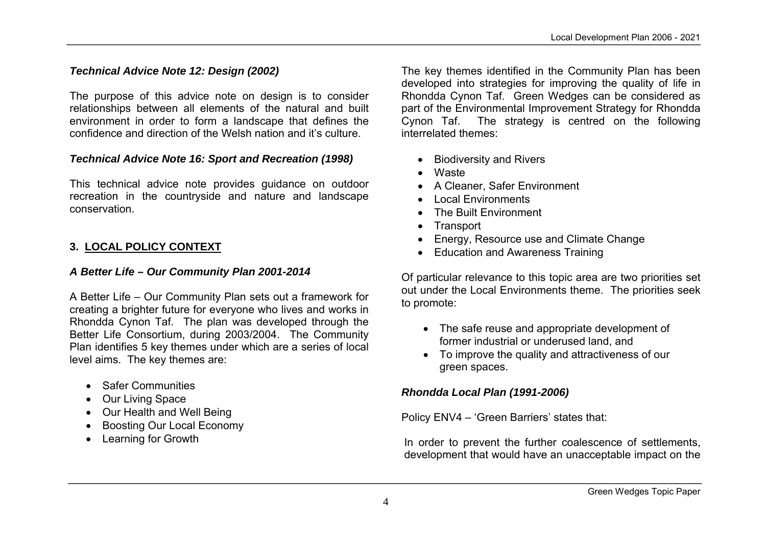### *Technical Advice Note 12: Design (2002)*

The purpose of this advice note on design is to consider relationships between all elements of the natural and built environment in order to form a landscape that defines the confidence and direction of the Welsh nation and it's culture.

### *Technical Advice Note 16: Sport and Recreation (1998)*

This technical advice note provides guidance on outdoor recreation in the countryside and nature and landscape conservation.

## 3. LOCAL POLICY CONTEXT

### *A Better Life – Our Community Plan 2001-2014*

A Better Life – Our Community Plan sets out a framework for creating a brighter future for everyone who lives and works in Rhondda Cynon Taf. The plan was developed through the Better Life Consortium, during 2003/2004. The Community Plan identifies 5 key themes under which are a series of local level aims. The key themes are:

- Safer Communities
- Our Living Space
- Our Health and Well Being
- Boosting Our Local Economy
- Learning for Growth

The key themes identified in the Community Plan has been developed into strategies for improving the quality of life in Rhondda Cynon Taf. Green Wedges can be considered as part of the Environmental Improvement Strategy for Rhondda Cynon Taf. The strategy is centred on the following interrelated themes:

- Biodiversity and Rivers
- Waste
- A Cleaner, Safer Environment
- Local Environments
- The Built Environment
- Transport
- Energy, Resource use and Climate Change
- Education and Awareness Training

Of particular relevance to this topic area are two priorities set out under the Local Environments theme. The priorities seek to promote:

- The safe reuse and appropriate development of former industrial or underused land, and
- To improve the quality and attractiveness of our green spaces.

### *Rhondda Local Plan (1991-2006)*

Policy ENV4 – 'Green Barriers' states that:

In order to prevent the further coalescence of settlements, development that would have an unacceptable impact on the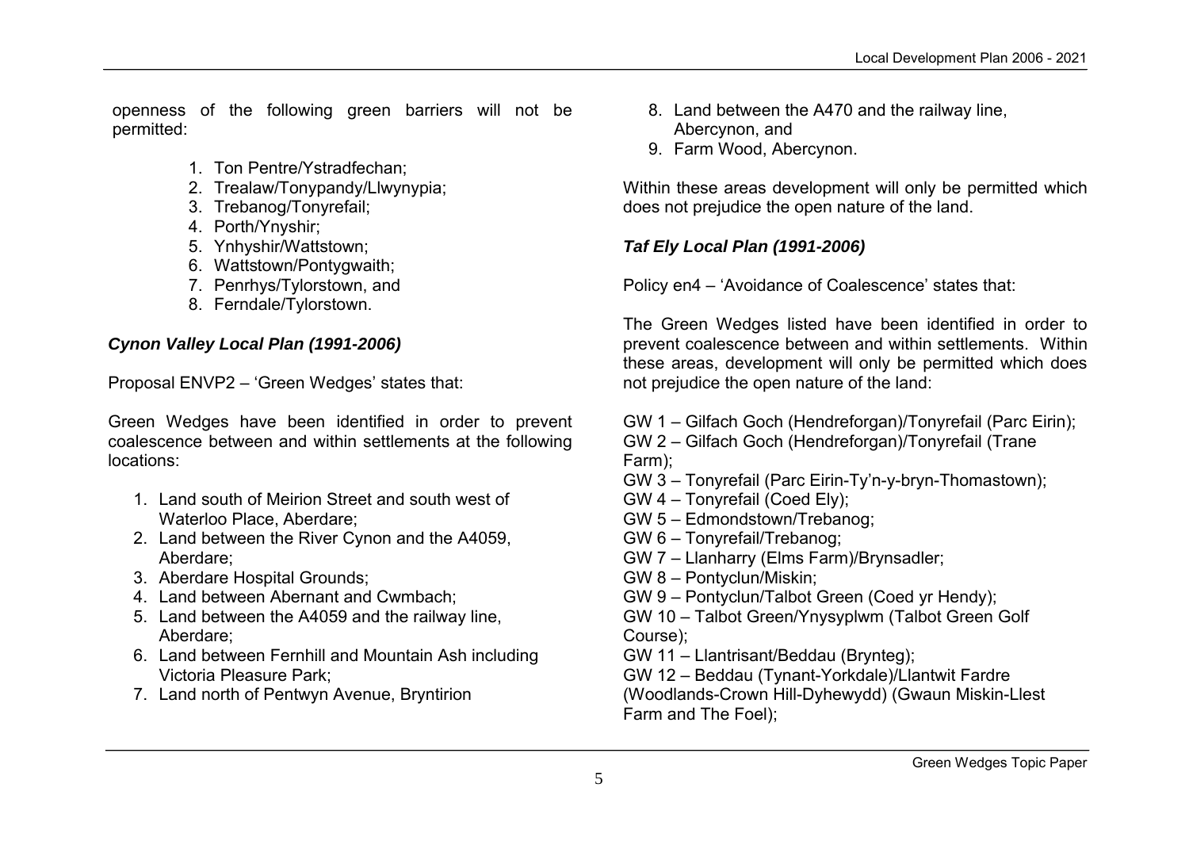openness of the following green barriers will not be permitted:

1. Ton Pentre/Ystradfechan;
2. Trealaw/Tonypandy/Llwynypia;
3. Trebanog/Tonyrefail;
4. Porth/Ynyshir;
5. Ynhyshir/Wattstown;
6. Wattstown/Pontygwaith;
7. Penrhys/Tylorstown, and
8. Ferndale/Tylorstown.

### *Cynon Valley Local Plan (1991-2006)*

Proposal ENVP2 – 'Green Wedges' states that:

Green Wedges have been identified in order to prevent coalescence between and within settlements at the following locations:

1. Land south of Meirion Street and south west of Waterloo Place, Aberdare;
2. Land between the River Cynon and the A4059, Aberdare;
3. Aberdare Hospital Grounds;
4. Land between Abernant and Cwmbach;
5. Land between the A4059 and the railway line, Aberdare;
6. Land between Fernhill and Mountain Ash including Victoria Pleasure Park;
7. Land north of Pentwyn Avenue, Bryntirion
8. Land between the A470 and the railway line, Abercynon, and
9. Farm Wood, Abercynon.

Within these areas development will only be permitted which does not prejudice the open nature of the land.

### *Taf Ely Local Plan (1991-2006)*

Policy en4 – 'Avoidance of Coalescence' states that:

The Green Wedges listed have been identified in order to prevent coalescence between and within settlements. Within these areas, development will only be permitted which does not prejudice the open nature of the land:

GW 1 – Gilfach Goch (Hendreforgan)/Tonyrefail (Parc Eirin);
GW 2 – Gilfach Goch (Hendreforgan)/Tonyrefail (Trane Farm);
GW 3 – Tonyrefail (Parc Eirin-Ty'n-y-bryn-Thomastown);
GW 4 – Tonyrefail (Coed Ely);
GW 5 – Edmondstown/Trebanog;
GW 6 – Tonyrefail/Trebanog;
GW 7 – Llanharry (Elms Farm)/Brynsadler;
GW 8 – Pontyclun/Miskin;
GW 9 – Pontyclun/Talbot Green (Coed yr Hendy);
GW 10 – Talbot Green/Ynysyplwm (Talbot Green Golf Course);
GW 11 – Llantrisant/Beddau (Brynteg);
GW 12 – Beddau (Tynant-Yorkdale)/Llantwit Fardre (Woodlands-Crown Hill-Dyhewydd) (Gwaun Miskin-Llest Farm and The Foel);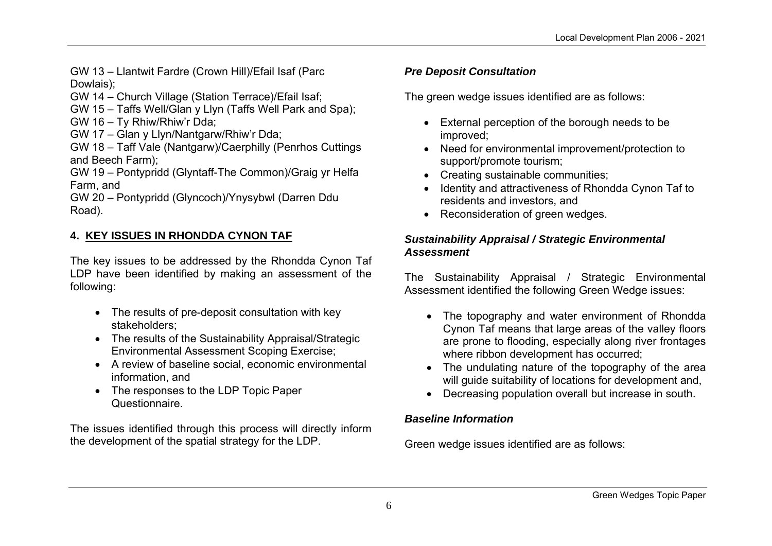GW 13 – Llantwit Fardre (Crown Hill)/Efail Isaf (Parc Dowlais);
GW 14 – Church Village (Station Terrace)/Efail Isaf;
GW 15 – Taffs Well/Glan y Llyn (Taffs Well Park and Spa);
GW 16 – Ty Rhiw/Rhiw'r Dda;
GW 17 – Glan y Llyn/Nantgarw/Rhiw'r Dda;
GW 18 – Taff Vale (Nantgarw)/Caerphilly (Penrhos Cuttings and Beech Farm);
GW 19 – Pontypridd (Glyntaff-The Common)/Graig yr Helfa Farm, and
GW 20 – Pontypridd (Glyncoch)/Ynysybwl (Darren Ddu Road).

## 4. KEY ISSUES IN RHONDDA CYNON TAF

The key issues to be addressed by the Rhondda Cynon Taf LDP have been identified by making an assessment of the following:

- The results of pre-deposit consultation with key stakeholders;
- The results of the Sustainability Appraisal/Strategic Environmental Assessment Scoping Exercise;
- A review of baseline social, economic environmental information, and
- The responses to the LDP Topic Paper Questionnaire.

The issues identified through this process will directly inform the development of the spatial strategy for the LDP.

### *Pre Deposit Consultation*

The green wedge issues identified are as follows:

- External perception of the borough needs to be improved;
- Need for environmental improvement/protection to support/promote tourism;
- Creating sustainable communities;
- Identity and attractiveness of Rhondda Cynon Taf to residents and investors, and
- Reconsideration of green wedges.

### *Sustainability Appraisal / Strategic Environmental Assessment*

The Sustainability Appraisal / Strategic Environmental Assessment identified the following Green Wedge issues:

- The topography and water environment of Rhondda Cynon Taf means that large areas of the valley floors are prone to flooding, especially along river frontages where ribbon development has occurred;
- The undulating nature of the topography of the area will guide suitability of locations for development and,
- Decreasing population overall but increase in south.

### *Baseline Information*

Green wedge issues identified are as follows: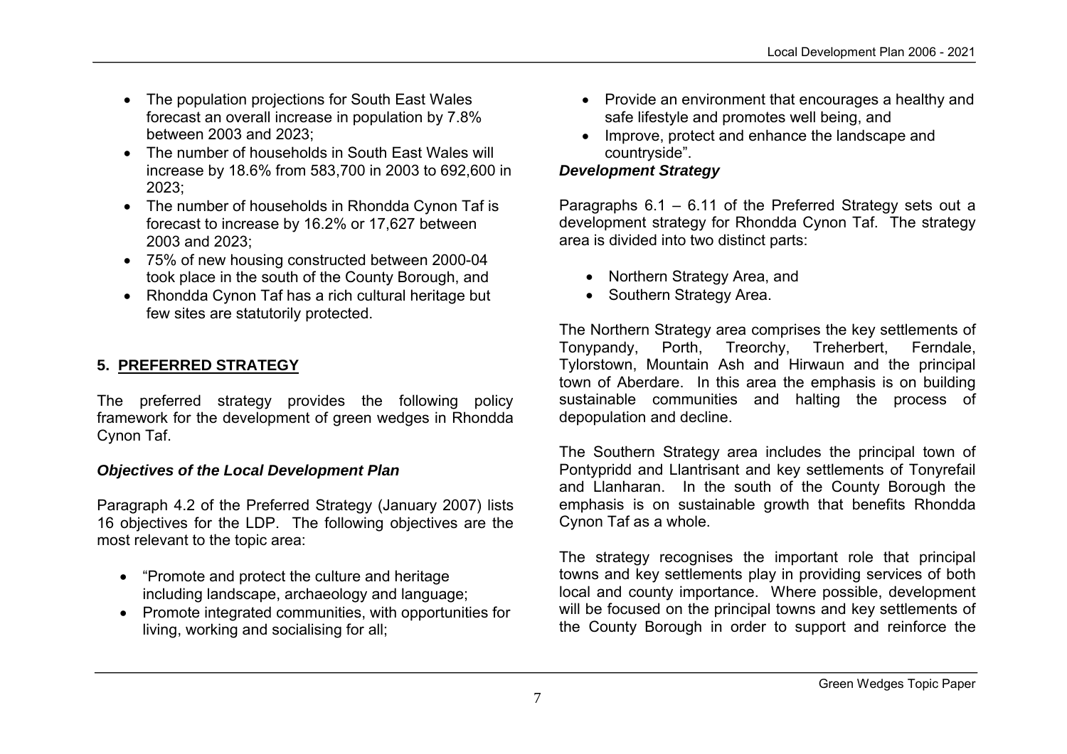- The population projections for South East Wales forecast an overall increase in population by 7.8% between 2003 and 2023;
- The number of households in South East Wales will increase by 18.6% from 583,700 in 2003 to 692,600 in 2023;
- The number of households in Rhondda Cynon Taf is forecast to increase by 16.2% or 17,627 between 2003 and 2023;
- 75% of new housing constructed between 2000-04 took place in the south of the County Borough, and
- Rhondda Cynon Taf has a rich cultural heritage but few sites are statutorily protected.

## 5. PREFERRED STRATEGY

The preferred strategy provides the following policy framework for the development of green wedges in Rhondda Cynon Taf.

### *Objectives of the Local Development Plan*

Paragraph 4.2 of the Preferred Strategy (January 2007) lists 16 objectives for the LDP. The following objectives are the most relevant to the topic area:

- "Promote and protect the culture and heritage including landscape, archaeology and language;
- Promote integrated communities, with opportunities for living, working and socialising for all;
- Provide an environment that encourages a healthy and safe lifestyle and promotes well being, and
- Improve, protect and enhance the landscape and countryside".

### *Development Strategy*

Paragraphs 6.1 – 6.11 of the Preferred Strategy sets out a development strategy for Rhondda Cynon Taf. The strategy area is divided into two distinct parts:

- Northern Strategy Area, and
- Southern Strategy Area.

The Northern Strategy area comprises the key settlements of Tonypandy, Porth, Treorchy, Treherbert, Ferndale, Tylorstown, Mountain Ash and Hirwaun and the principal town of Aberdare. In this area the emphasis is on building sustainable communities and halting the process of depopulation and decline.

The Southern Strategy area includes the principal town of Pontypridd and Llantrisant and key settlements of Tonyrefail and Llanharan. In the south of the County Borough the emphasis is on sustainable growth that benefits Rhondda Cynon Taf as a whole.

The strategy recognises the important role that principal towns and key settlements play in providing services of both local and county importance. Where possible, development will be focused on the principal towns and key settlements of the County Borough in order to support and reinforce the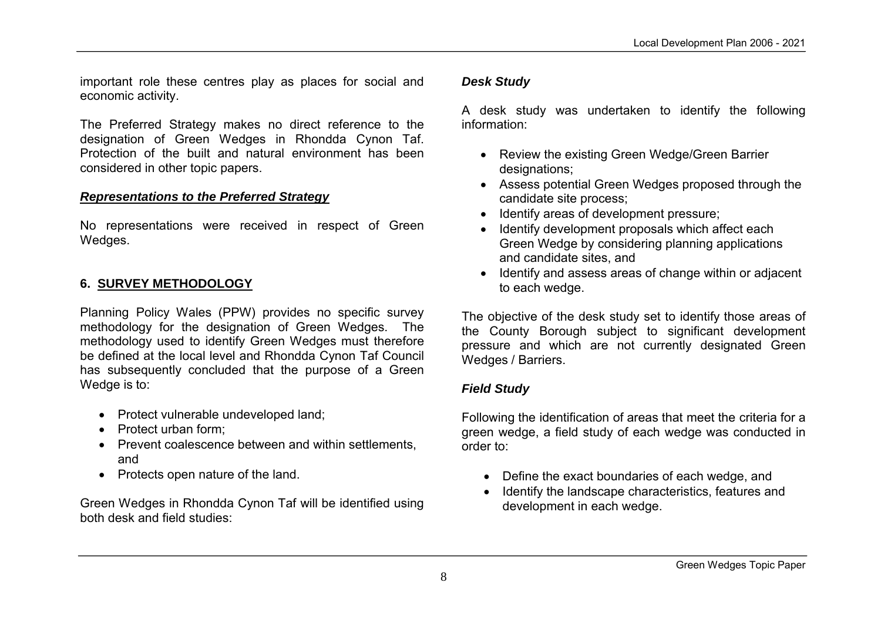important role these centres play as places for social and economic activity.

The Preferred Strategy makes no direct reference to the designation of Green Wedges in Rhondda Cynon Taf. Protection of the built and natural environment has been considered in other topic papers.

***Representations to the Preferred Strategy***

No representations were received in respect of Green Wedges.

## 6. SURVEY METHODOLOGY

Planning Policy Wales (PPW) provides no specific survey methodology for the designation of Green Wedges. The methodology used to identify Green Wedges must therefore be defined at the local level and Rhondda Cynon Taf Council has subsequently concluded that the purpose of a Green Wedge is to:

- Protect vulnerable undeveloped land;
- Protect urban form;
- Prevent coalescence between and within settlements, and
- Protects open nature of the land.

Green Wedges in Rhondda Cynon Taf will be identified using both desk and field studies:

***Desk Study***

A desk study was undertaken to identify the following information:

- Review the existing Green Wedge/Green Barrier designations;
- Assess potential Green Wedges proposed through the candidate site process;
- Identify areas of development pressure;
- Identify development proposals which affect each Green Wedge by considering planning applications and candidate sites, and
- Identify and assess areas of change within or adjacent to each wedge.

The objective of the desk study set to identify those areas of the County Borough subject to significant development pressure and which are not currently designated Green Wedges / Barriers.

***Field Study***

Following the identification of areas that meet the criteria for a green wedge, a field study of each wedge was conducted in order to:

- Define the exact boundaries of each wedge, and
- Identify the landscape characteristics, features and development in each wedge.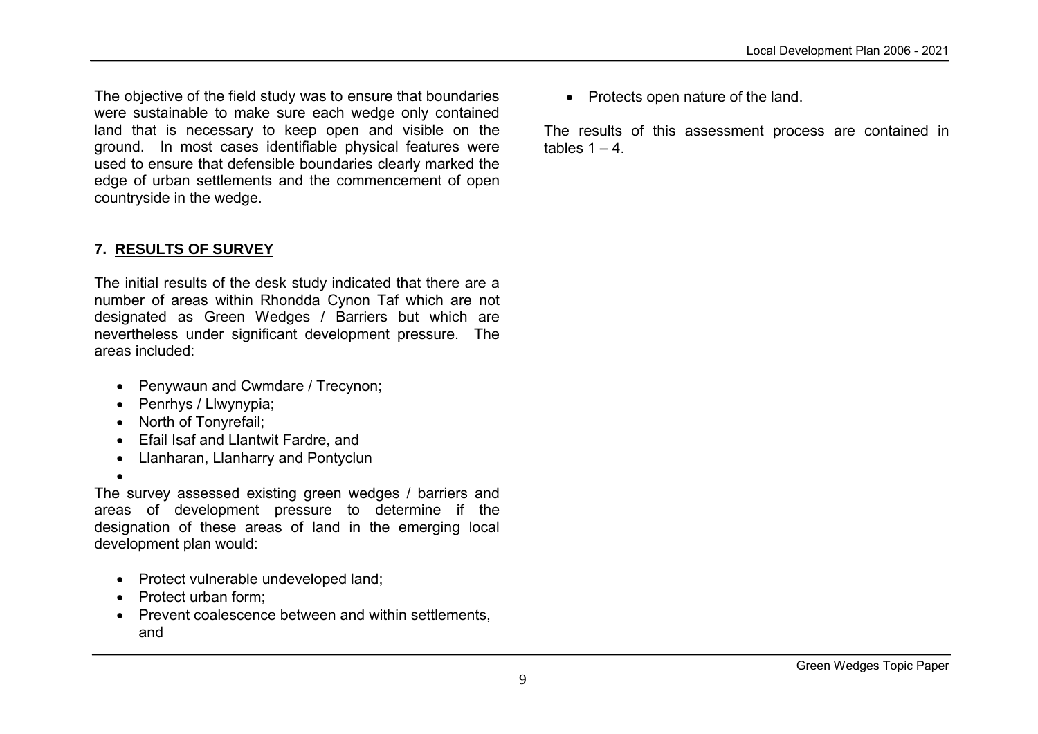The objective of the field study was to ensure that boundaries were sustainable to make sure each wedge only contained land that is necessary to keep open and visible on the ground. In most cases identifiable physical features were used to ensure that defensible boundaries clearly marked the edge of urban settlements and the commencement of open countryside in the wedge.

## 7. RESULTS OF SURVEY

The initial results of the desk study indicated that there are a number of areas within Rhondda Cynon Taf which are not designated as Green Wedges / Barriers but which are nevertheless under significant development pressure. The areas included:

- Penywaun and Cwmdare / Trecynon;
- Penrhys / Llwynypia;
- North of Tonyrefail;
- Efail Isaf and Llantwit Fardre, and
- Llanharan, Llanharry and Pontyclun

The survey assessed existing green wedges / barriers and areas of development pressure to determine if the designation of these areas of land in the emerging local development plan would:

- Protect vulnerable undeveloped land;
- Protect urban form;
- Prevent coalescence between and within settlements, and
- Protects open nature of the land.

The results of this assessment process are contained in tables 1 – 4.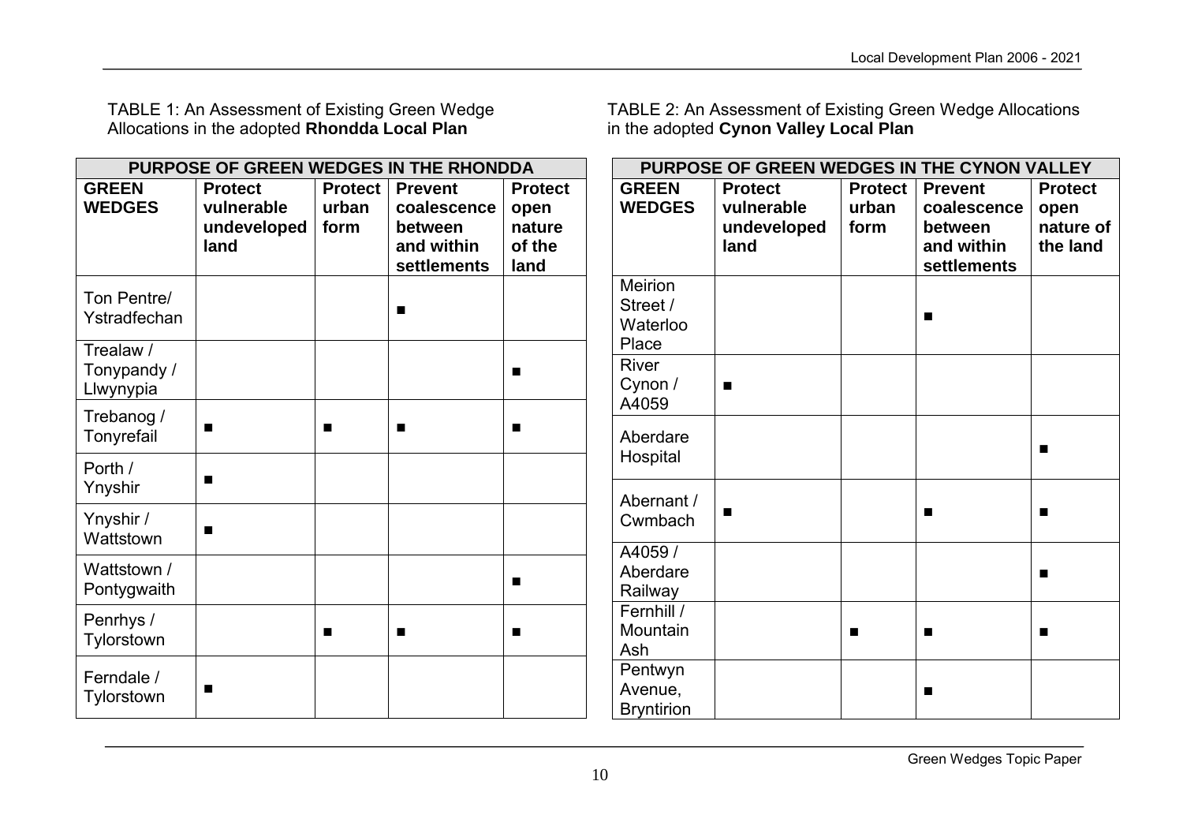TABLE 1: An Assessment of Existing Green Wedge Allocations in the adopted **Rhondda Local Plan**

| PURPOSE OF GREEN WEDGES IN THE RHONDDA | | | | |
|---|---|---|---|---|
| **GREEN WEDGES** | **Protect vulnerable undeveloped land** | **Protect urban form** | **Prevent coalescence between and within settlements** | **Protect open nature of the land** |
| Ton Pentre/ Ystradfechan | | | ■ | |
| Trealaw / Tonypandy / Llwynypia | | | | ■ |
| Trebanog / Tonyrefail | ■ | ■ | ■ | ■ |
| Porth / Ynyshir | ■ | | | |
| Ynyshir / Wattstown | ■ | | | |
| Wattstown / Pontygwaith | | | | ■ |
| Penrhys / Tylorstown | | ■ | ■ | ■ |
| Ferndale / Tylorstown | ■ | | | |

TABLE 2: An Assessment of Existing Green Wedge Allocations in the adopted **Cynon Valley Local Plan**

| PURPOSE OF GREEN WEDGES IN THE CYNON VALLEY | | | | |
|---|---|---|---|---|
| **GREEN WEDGES** | **Protect vulnerable undeveloped land** | **Protect urban form** | **Prevent coalescence between and within settlements** | **Protect open nature of the land** |
| Meirion Street / Waterloo Place | | | ■ | |
| River Cynon / A4059 | ■ | | | |
| Aberdare Hospital | | | | ■ |
| Abernant / Cwmbach | ■ | | ■ | ■ |
| A4059 / Aberdare Railway | | | | ■ |
| Fernhill / Mountain Ash | | ■ | ■ | ■ |
| Pentwyn Avenue, Bryntirion | | | ■ | |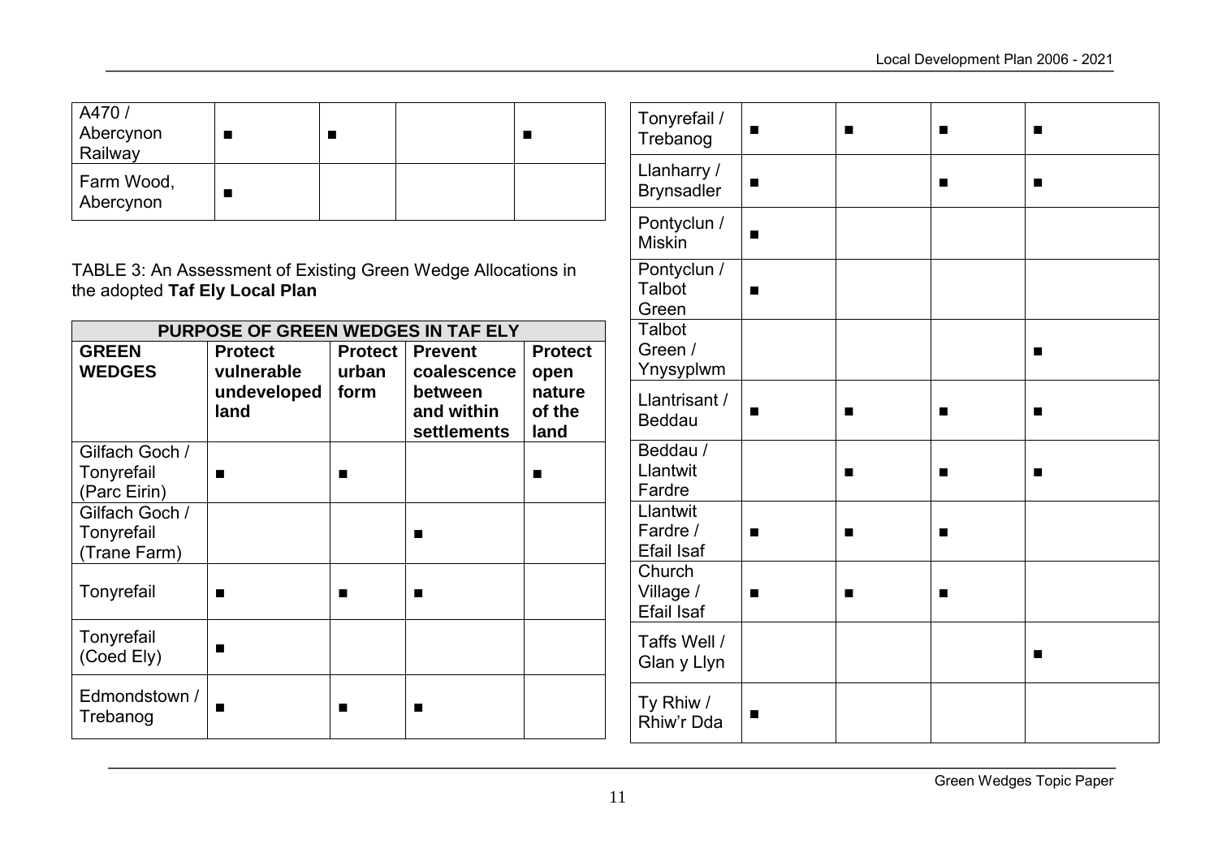| | | | | |
|---|---|---|---|---|
| A470 / Abercynon Railway | ■ | ■ | | ■ |
| Farm Wood, Abercynon | ■ | | | |

TABLE 3: An Assessment of Existing Green Wedge Allocations in the adopted **Taf Ely Local Plan**

| PURPOSE OF GREEN WEDGES IN TAF ELY | | | | |
|---|---|---|---|---|
| **GREEN WEDGES** | **Protect vulnerable undeveloped land** | **Protect urban form** | **Prevent coalescence between and within settlements** | **Protect open nature of the land** |
| Gilfach Goch / Tonyrefail (Parc Eirin) | ■ | ■ | | ■ |
| Gilfach Goch / Tonyrefail (Trane Farm) | | | ■ | |
| Tonyrefail | ■ | ■ | ■ | |
| Tonyrefail (Coed Ely) | ■ | | | |
| Edmondstown / Trebanog | ■ | ■ | ■ | |
| Tonyrefail / Trebanog | ■ | ■ | ■ | ■ |
| Llanharry / Brynsadler | ■ | | ■ | ■ |
| Pontyclun / Miskin | ■ | | | |
| Pontyclun / Talbot Green | ■ | | | |
| Talbot Green / Ynysyplwm | | | | ■ |
| Llantrisant / Beddau | ■ | ■ | ■ | ■ |
| Beddau / Llantwit Fardre | | ■ | ■ | ■ |
| Llantwit Fardre / Efail Isaf | ■ | ■ | ■ | |
| Church Village / Efail Isaf | ■ | ■ | ■ | |
| Taffs Well / Glan y Llyn | | | | ■ |
| Ty Rhiw / Rhiw'r Dda | ■ | | | |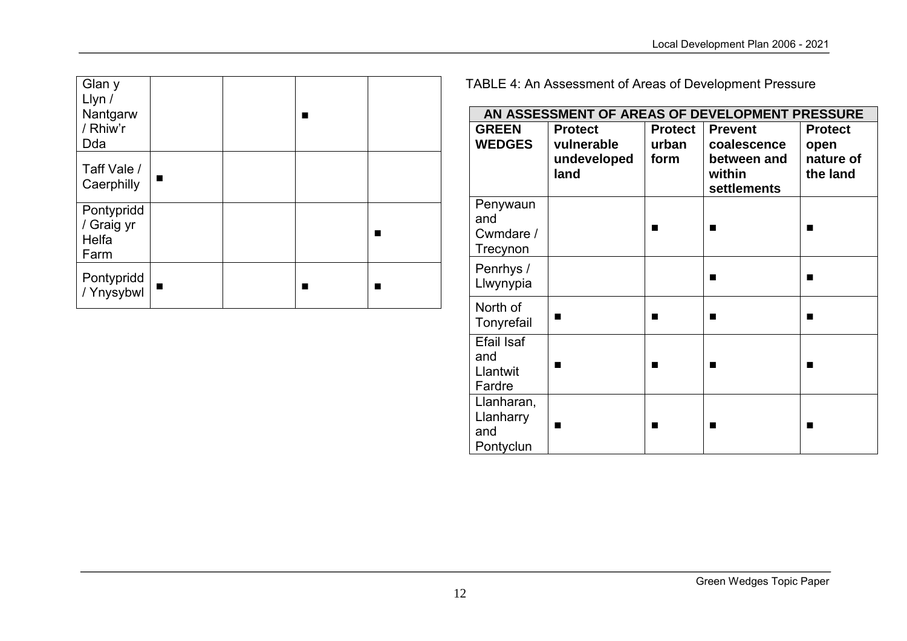| Glan y Llyn / Nantgarw / Rhiw'r Dda | | | ■ | |
|---|---|---|---|---|
| Taff Vale / Caerphilly | ■ | | | |
| Pontypridd / Graig yr Helfa Farm | | | | ■ |
| Pontypridd / Ynysybwl | ■ | | ■ | ■ |

TABLE 4: An Assessment of Areas of Development Pressure

| AN ASSESSMENT OF AREAS OF DEVELOPMENT PRESSURE | | | | |
|---|---|---|---|---|
| **GREEN WEDGES** | **Protect vulnerable undeveloped land** | **Protect urban form** | **Prevent coalescence between and within settlements** | **Protect open nature of the land** |
| Penywaun and Cwmdare / Trecynon | | ■ | ■ | ■ |
| Penrhys / Llwynypia | | | ■ | ■ |
| North of Tonyrefail | ■ | ■ | ■ | ■ |
| Efail Isaf and Llantwit Fardre | ■ | ■ | ■ | ■ |
| Llanharan, Llanharry and Pontyclun | ■ | ■ | ■ | ■ |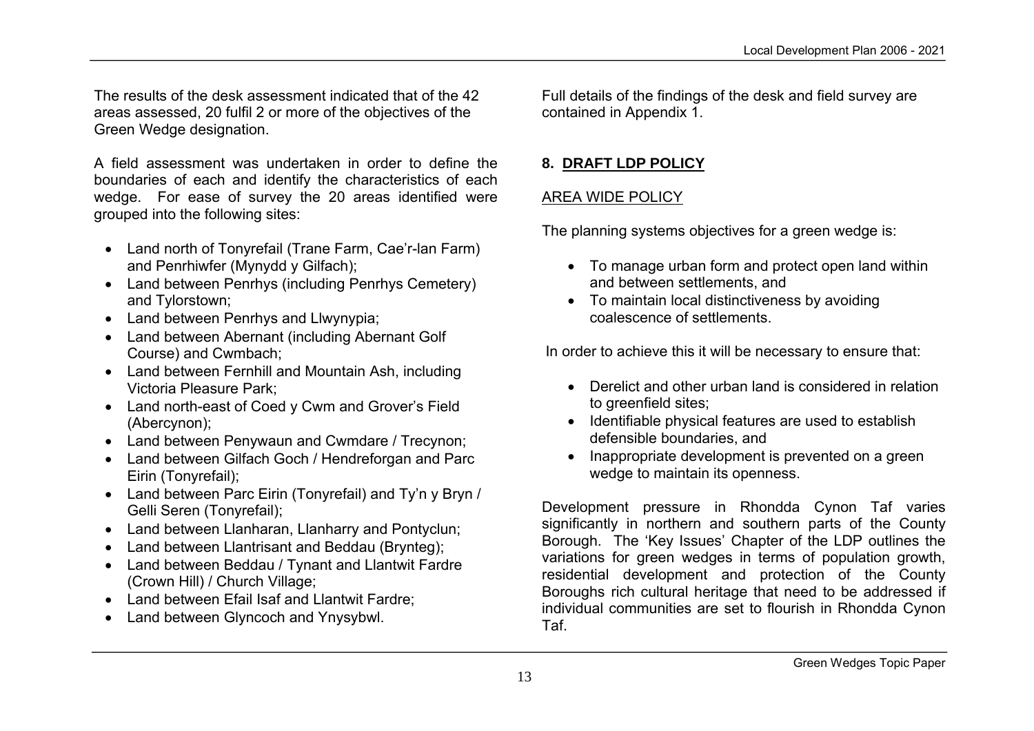The results of the desk assessment indicated that of the 42 areas assessed, 20 fulfil 2 or more of the objectives of the Green Wedge designation.

A field assessment was undertaken in order to define the boundaries of each and identify the characteristics of each wedge. For ease of survey the 20 areas identified were grouped into the following sites:

- Land north of Tonyrefail (Trane Farm, Cae'r-lan Farm) and Penrhiwfer (Mynydd y Gilfach);
- Land between Penrhys (including Penrhys Cemetery) and Tylorstown;
- Land between Penrhys and Llwynypia;
- Land between Abernant (including Abernant Golf Course) and Cwmbach;
- Land between Fernhill and Mountain Ash, including Victoria Pleasure Park;
- Land north-east of Coed y Cwm and Grover's Field (Abercynon);
- Land between Penywaun and Cwmdare / Trecynon;
- Land between Gilfach Goch / Hendreforgan and Parc Eirin (Tonyrefail);
- Land between Parc Eirin (Tonyrefail) and Ty'n y Bryn / Gelli Seren (Tonyrefail);
- Land between Llanharan, Llanharry and Pontyclun;
- Land between Llantrisant and Beddau (Brynteg);
- Land between Beddau / Tynant and Llantwit Fardre (Crown Hill) / Church Village;
- Land between Efail Isaf and Llantwit Fardre;
- Land between Glyncoch and Ynysybwl.

Full details of the findings of the desk and field survey are contained in Appendix 1.

## 8. DRAFT LDP POLICY

### AREA WIDE POLICY

The planning systems objectives for a green wedge is:

- To manage urban form and protect open land within and between settlements, and
- To maintain local distinctiveness by avoiding coalescence of settlements.

In order to achieve this it will be necessary to ensure that:

- Derelict and other urban land is considered in relation to greenfield sites;
- Identifiable physical features are used to establish defensible boundaries, and
- Inappropriate development is prevented on a green wedge to maintain its openness.

Development pressure in Rhondda Cynon Taf varies significantly in northern and southern parts of the County Borough. The 'Key Issues' Chapter of the LDP outlines the variations for green wedges in terms of population growth, residential development and protection of the County Boroughs rich cultural heritage that need to be addressed if individual communities are set to flourish in Rhondda Cynon Taf.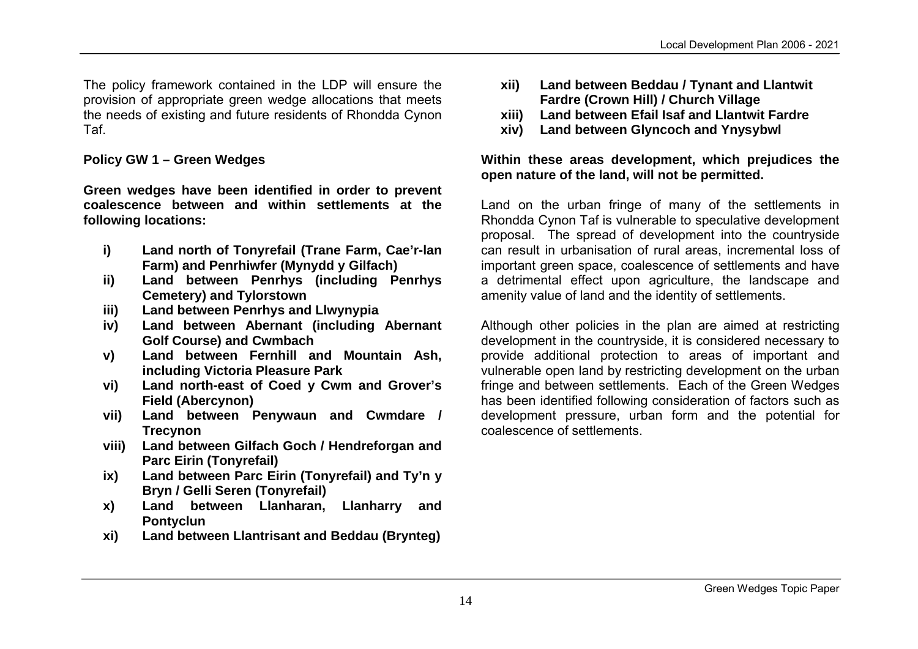The policy framework contained in the LDP will ensure the provision of appropriate green wedge allocations that meets the needs of existing and future residents of Rhondda Cynon Taf.

**Policy GW 1 – Green Wedges**

**Green wedges have been identified in order to prevent coalescence between and within settlements at the following locations:**

- **i) Land north of Tonyrefail (Trane Farm, Cae'r-lan Farm) and Penrhiwfer (Mynydd y Gilfach)**
- **ii) Land between Penrhys (including Penrhys Cemetery) and Tylorstown**
- **iii) Land between Penrhys and Llwynypia**
- **iv) Land between Abernant (including Abernant Golf Course) and Cwmbach**
- **v) Land between Fernhill and Mountain Ash, including Victoria Pleasure Park**
- **vi) Land north-east of Coed y Cwm and Grover's Field (Abercynon)**
- **vii) Land between Penywaun and Cwmdare / Trecynon**
- **viii) Land between Gilfach Goch / Hendreforgan and Parc Eirin (Tonyrefail)**
- **ix) Land between Parc Eirin (Tonyrefail) and Ty'n y Bryn / Gelli Seren (Tonyrefail)**
- **x) Land between Llanharan, Llanharry and Pontyclun**
- **xi) Land between Llantrisant and Beddau (Brynteg)**
- **xii) Land between Beddau / Tynant and Llantwit Fardre (Crown Hill) / Church Village**
- **xiii) Land between Efail Isaf and Llantwit Fardre**
- **xiv) Land between Glyncoch and Ynysybwl**

**Within these areas development, which prejudices the open nature of the land, will not be permitted.**

Land on the urban fringe of many of the settlements in Rhondda Cynon Taf is vulnerable to speculative development proposal. The spread of development into the countryside can result in urbanisation of rural areas, incremental loss of important green space, coalescence of settlements and have a detrimental effect upon agriculture, the landscape and amenity value of land and the identity of settlements.

Although other policies in the plan are aimed at restricting development in the countryside, it is considered necessary to provide additional protection to areas of important and vulnerable open land by restricting development on the urban fringe and between settlements. Each of the Green Wedges has been identified following consideration of factors such as development pressure, urban form and the potential for coalescence of settlements.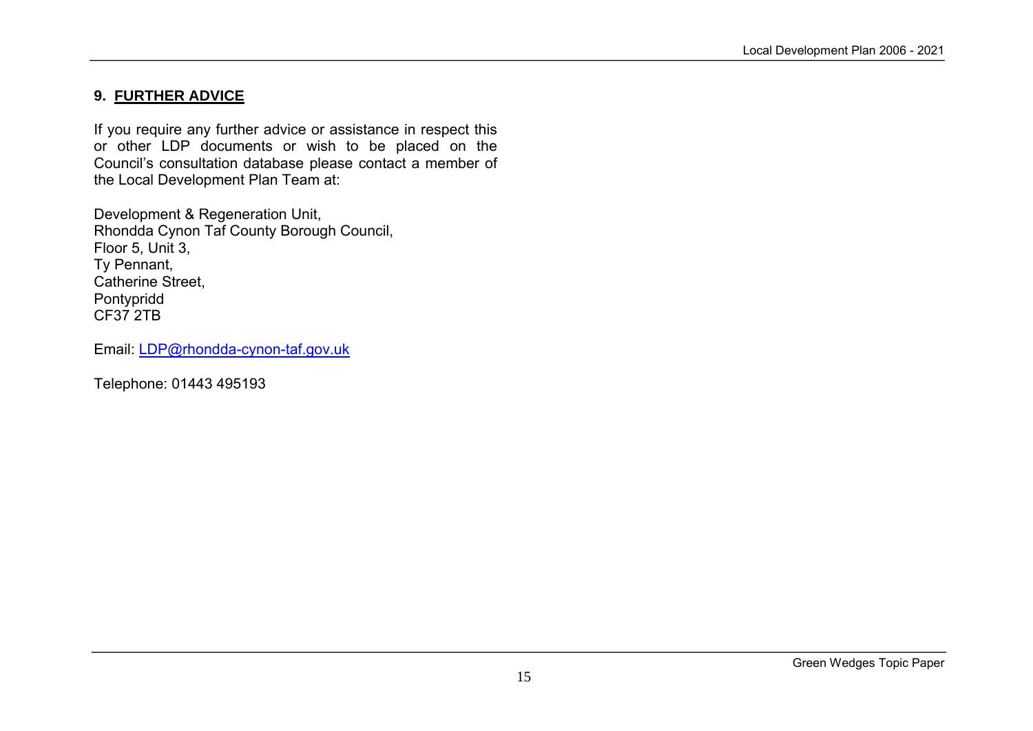## 9. FURTHER ADVICE

If you require any further advice or assistance in respect this or other LDP documents or wish to be placed on the Council's consultation database please contact a member of the Local Development Plan Team at:

Development & Regeneration Unit,
Rhondda Cynon Taf County Borough Council,
Floor 5, Unit 3,
Ty Pennant,
Catherine Street,
Pontypridd
CF37 2TB

Email: LDP@rhondda-cynon-taf.gov.uk

Telephone: 01443 495193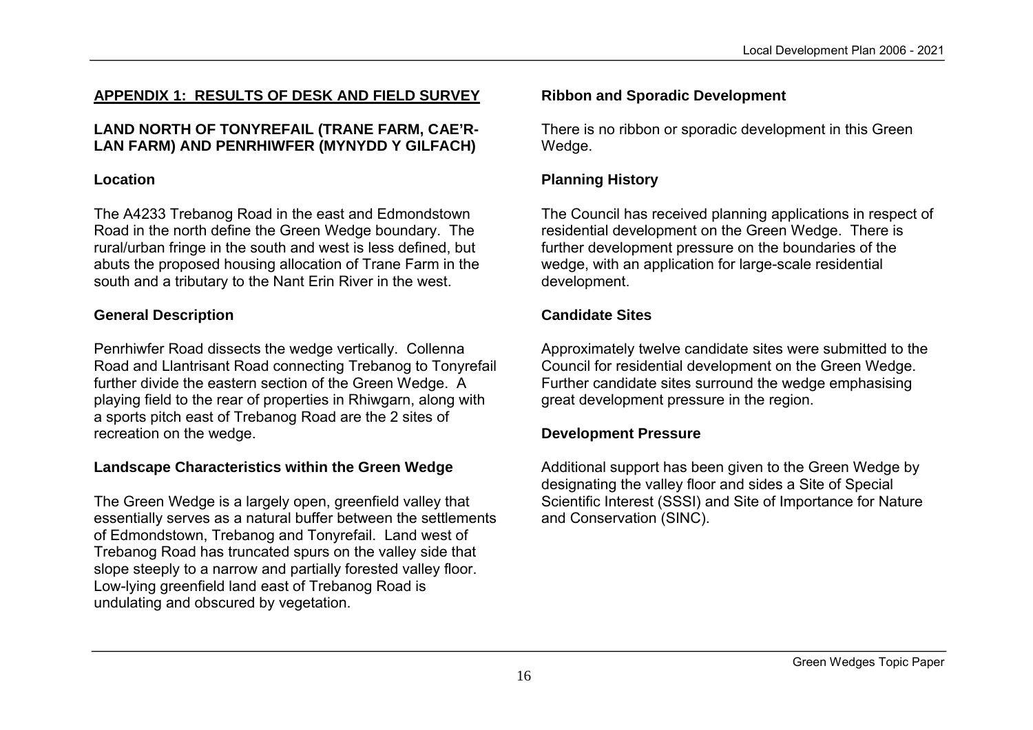## APPENDIX 1: RESULTS OF DESK AND FIELD SURVEY

### LAND NORTH OF TONYREFAIL (TRANE FARM, CAE'R-LAN FARM) AND PENRHIWFER (MYNYDD Y GILFACH)

**Location**

The A4233 Trebanog Road in the east and Edmondstown Road in the north define the Green Wedge boundary. The rural/urban fringe in the south and west is less defined, but abuts the proposed housing allocation of Trane Farm in the south and a tributary to the Nant Erin River in the west.

**General Description**

Penrhiwfer Road dissects the wedge vertically. Collenna Road and Llantrisant Road connecting Trebanog to Tonyrefail further divide the eastern section of the Green Wedge. A playing field to the rear of properties in Rhiwgarn, along with a sports pitch east of Trebanog Road are the 2 sites of recreation on the wedge.

**Landscape Characteristics within the Green Wedge**

The Green Wedge is a largely open, greenfield valley that essentially serves as a natural buffer between the settlements of Edmondstown, Trebanog and Tonyrefail. Land west of Trebanog Road has truncated spurs on the valley side that slope steeply to a narrow and partially forested valley floor. Low-lying greenfield land east of Trebanog Road is undulating and obscured by vegetation.

**Ribbon and Sporadic Development**

There is no ribbon or sporadic development in this Green Wedge.

**Planning History**

The Council has received planning applications in respect of residential development on the Green Wedge. There is further development pressure on the boundaries of the wedge, with an application for large-scale residential development.

**Candidate Sites**

Approximately twelve candidate sites were submitted to the Council for residential development on the Green Wedge. Further candidate sites surround the wedge emphasising great development pressure in the region.

**Development Pressure**

Additional support has been given to the Green Wedge by designating the valley floor and sides a Site of Special Scientific Interest (SSSI) and Site of Importance for Nature and Conservation (SINC).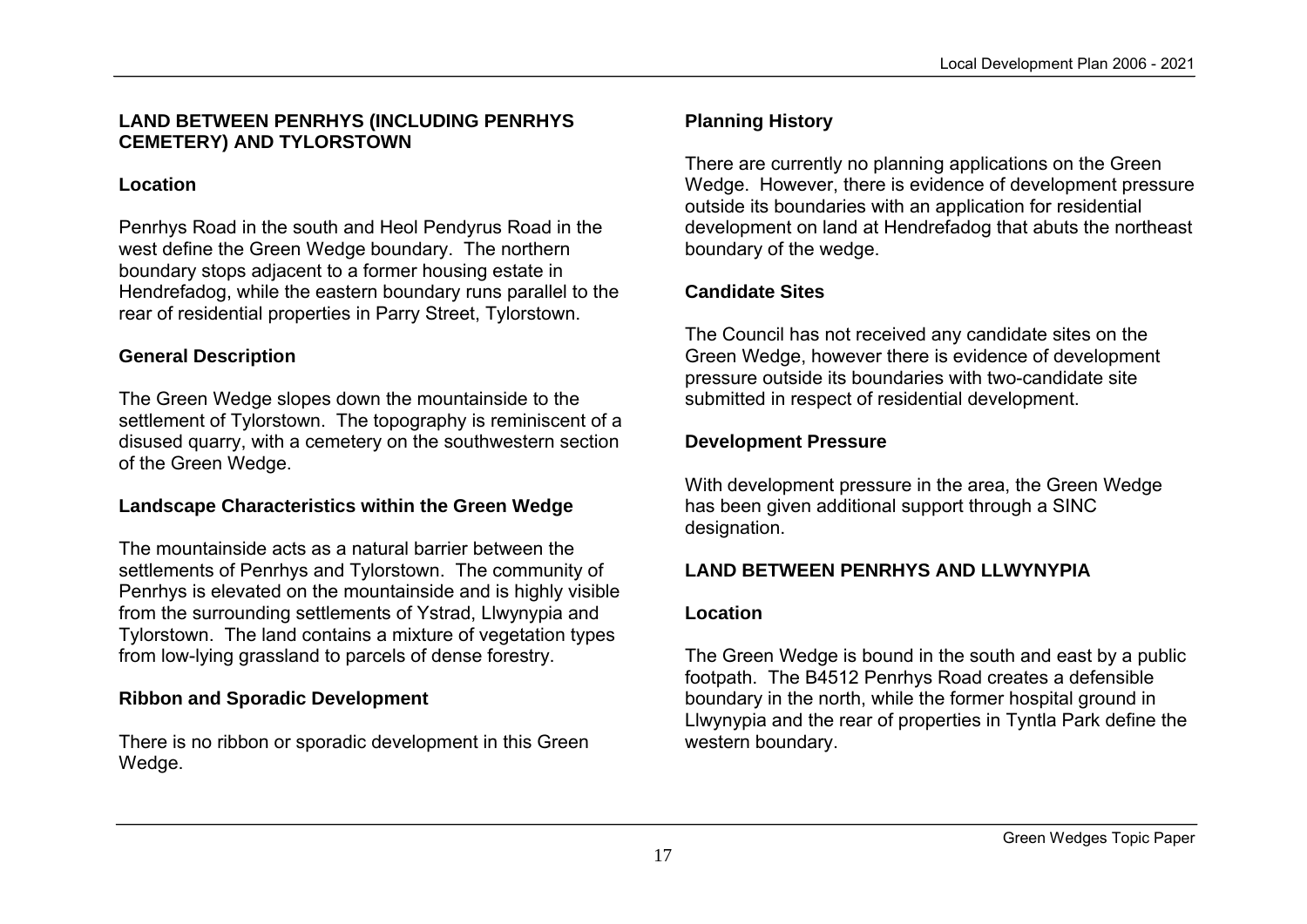## LAND BETWEEN PENRHYS (INCLUDING PENRHYS CEMETERY) AND TYLORSTOWN

### Location

Penrhys Road in the south and Heol Pendyrus Road in the west define the Green Wedge boundary. The northern boundary stops adjacent to a former housing estate in Hendrefadog, while the eastern boundary runs parallel to the rear of residential properties in Parry Street, Tylorstown.

### General Description

The Green Wedge slopes down the mountainside to the settlement of Tylorstown. The topography is reminiscent of a disused quarry, with a cemetery on the southwestern section of the Green Wedge.

### Landscape Characteristics within the Green Wedge

The mountainside acts as a natural barrier between the settlements of Penrhys and Tylorstown. The community of Penrhys is elevated on the mountainside and is highly visible from the surrounding settlements of Ystrad, Llwynypia and Tylorstown. The land contains a mixture of vegetation types from low-lying grassland to parcels of dense forestry.

### Ribbon and Sporadic Development

There is no ribbon or sporadic development in this Green Wedge.

### Planning History

There are currently no planning applications on the Green Wedge. However, there is evidence of development pressure outside its boundaries with an application for residential development on land at Hendrefadog that abuts the northeast boundary of the wedge.

### Candidate Sites

The Council has not received any candidate sites on the Green Wedge, however there is evidence of development pressure outside its boundaries with two-candidate site submitted in respect of residential development.

### Development Pressure

With development pressure in the area, the Green Wedge has been given additional support through a SINC designation.

## LAND BETWEEN PENRHYS AND LLWYNYPIA

### Location

The Green Wedge is bound in the south and east by a public footpath. The B4512 Penrhys Road creates a defensible boundary in the north, while the former hospital ground in Llwynypia and the rear of properties in Tyntla Park define the western boundary.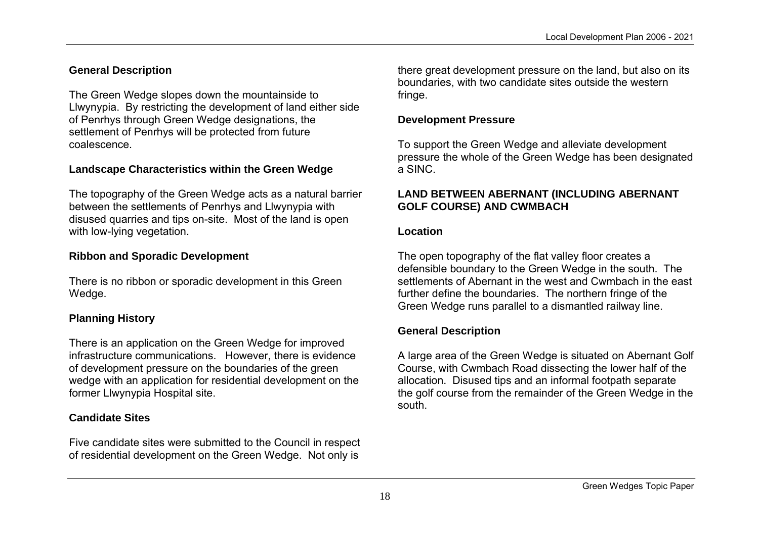**General Description**

The Green Wedge slopes down the mountainside to Llwynypia. By restricting the development of land either side of Penrhys through Green Wedge designations, the settlement of Penrhys will be protected from future coalescence.

**Landscape Characteristics within the Green Wedge**

The topography of the Green Wedge acts as a natural barrier between the settlements of Penrhys and Llwynypia with disused quarries and tips on-site. Most of the land is open with low-lying vegetation.

**Ribbon and Sporadic Development**

There is no ribbon or sporadic development in this Green Wedge.

**Planning History**

There is an application on the Green Wedge for improved infrastructure communications. However, there is evidence of development pressure on the boundaries of the green wedge with an application for residential development on the former Llwynypia Hospital site.

**Candidate Sites**

Five candidate sites were submitted to the Council in respect of residential development on the Green Wedge. Not only is there great development pressure on the land, but also on its boundaries, with two candidate sites outside the western fringe.

**Development Pressure**

To support the Green Wedge and alleviate development pressure the whole of the Green Wedge has been designated a SINC.

**LAND BETWEEN ABERNANT (INCLUDING ABERNANT GOLF COURSE) AND CWMBACH**

**Location**

The open topography of the flat valley floor creates a defensible boundary to the Green Wedge in the south. The settlements of Abernant in the west and Cwmbach in the east further define the boundaries. The northern fringe of the Green Wedge runs parallel to a dismantled railway line.

**General Description**

A large area of the Green Wedge is situated on Abernant Golf Course, with Cwmbach Road dissecting the lower half of the allocation. Disused tips and an informal footpath separate the golf course from the remainder of the Green Wedge in the south.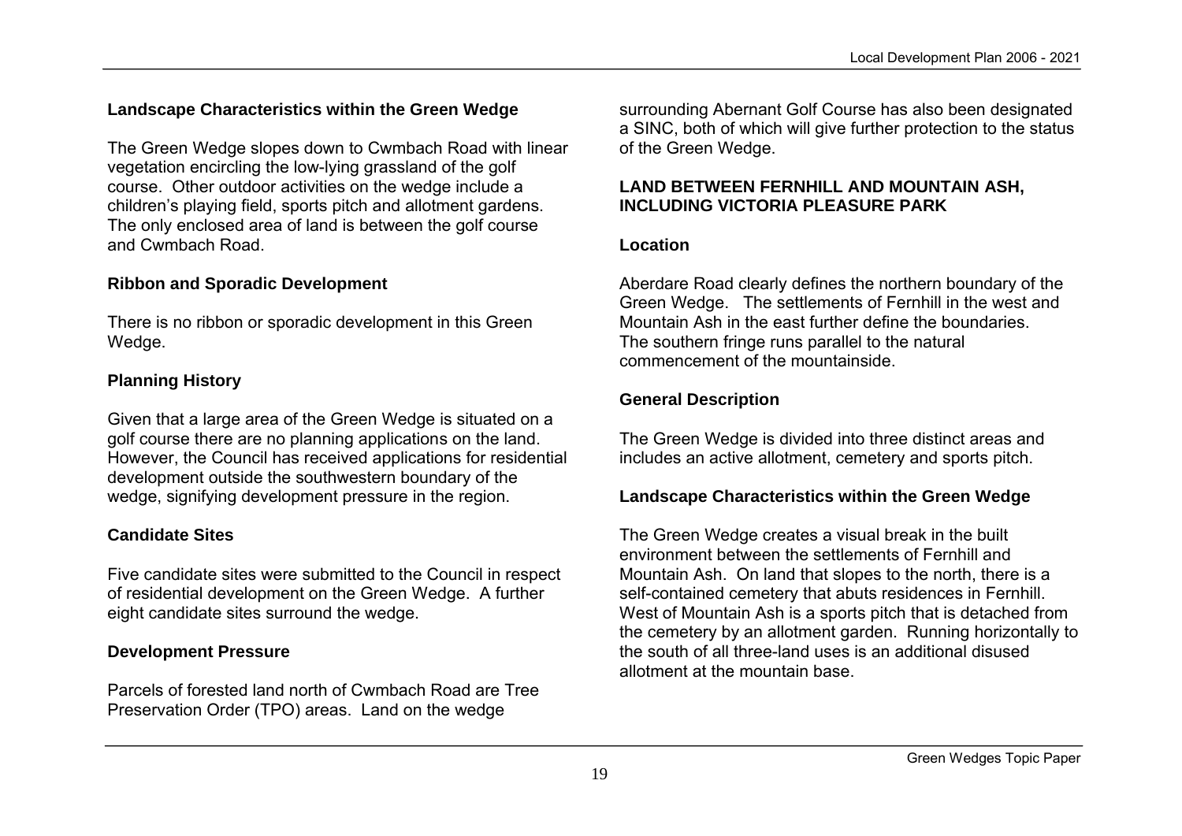### Landscape Characteristics within the Green Wedge

The Green Wedge slopes down to Cwmbach Road with linear vegetation encircling the low-lying grassland of the golf course. Other outdoor activities on the wedge include a children's playing field, sports pitch and allotment gardens. The only enclosed area of land is between the golf course and Cwmbach Road.

### Ribbon and Sporadic Development

There is no ribbon or sporadic development in this Green Wedge.

### Planning History

Given that a large area of the Green Wedge is situated on a golf course there are no planning applications on the land. However, the Council has received applications for residential development outside the southwestern boundary of the wedge, signifying development pressure in the region.

### Candidate Sites

Five candidate sites were submitted to the Council in respect of residential development on the Green Wedge. A further eight candidate sites surround the wedge.

### Development Pressure

Parcels of forested land north of Cwmbach Road are Tree Preservation Order (TPO) areas. Land on the wedge surrounding Abernant Golf Course has also been designated a SINC, both of which will give further protection to the status of the Green Wedge.

## LAND BETWEEN FERNHILL AND MOUNTAIN ASH, INCLUDING VICTORIA PLEASURE PARK

### Location

Aberdare Road clearly defines the northern boundary of the Green Wedge. The settlements of Fernhill in the west and Mountain Ash in the east further define the boundaries. The southern fringe runs parallel to the natural commencement of the mountainside.

### General Description

The Green Wedge is divided into three distinct areas and includes an active allotment, cemetery and sports pitch.

### Landscape Characteristics within the Green Wedge

The Green Wedge creates a visual break in the built environment between the settlements of Fernhill and Mountain Ash. On land that slopes to the north, there is a self-contained cemetery that abuts residences in Fernhill. West of Mountain Ash is a sports pitch that is detached from the cemetery by an allotment garden. Running horizontally to the south of all three-land uses is an additional disused allotment at the mountain base.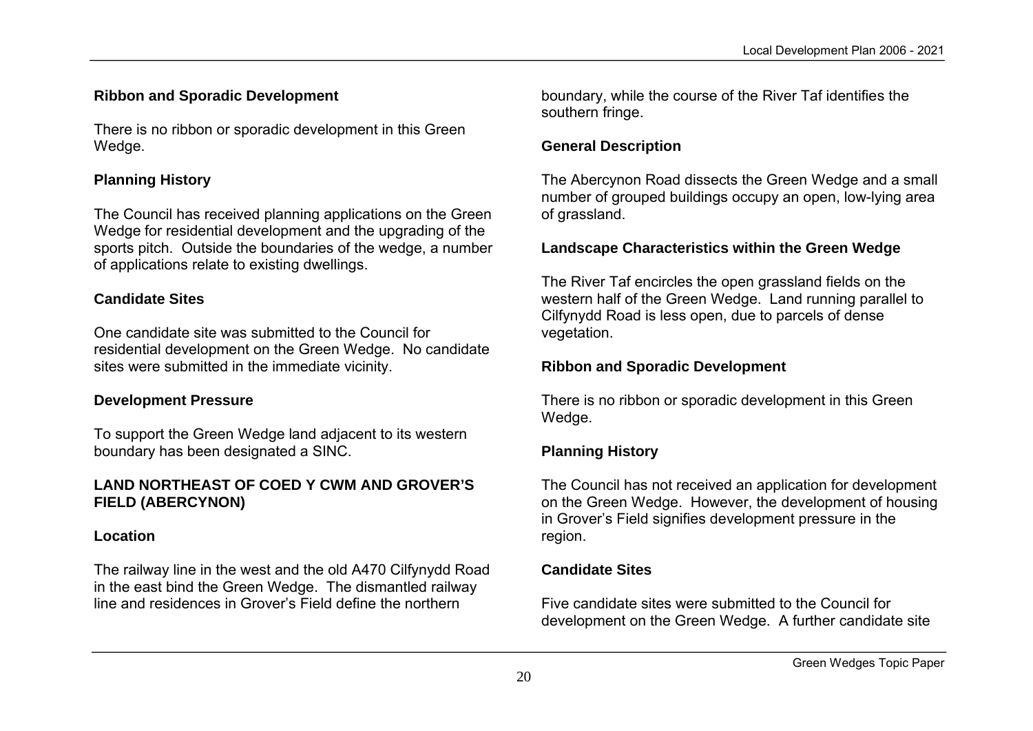### Ribbon and Sporadic Development

There is no ribbon or sporadic development in this Green Wedge.

### Planning History

The Council has received planning applications on the Green Wedge for residential development and the upgrading of the sports pitch. Outside the boundaries of the wedge, a number of applications relate to existing dwellings.

### Candidate Sites

One candidate site was submitted to the Council for residential development on the Green Wedge. No candidate sites were submitted in the immediate vicinity.

### Development Pressure

To support the Green Wedge land adjacent to its western boundary has been designated a SINC.

## LAND NORTHEAST OF COED Y CWM AND GROVER'S FIELD (ABERCYNON)

### Location

The railway line in the west and the old A470 Cilfynydd Road in the east bind the Green Wedge. The dismantled railway line and residences in Grover's Field define the northern boundary, while the course of the River Taf identifies the southern fringe.

### General Description

The Abercynon Road dissects the Green Wedge and a small number of grouped buildings occupy an open, low-lying area of grassland.

### Landscape Characteristics within the Green Wedge

The River Taf encircles the open grassland fields on the western half of the Green Wedge. Land running parallel to Cilfynydd Road is less open, due to parcels of dense vegetation.

### Ribbon and Sporadic Development

There is no ribbon or sporadic development in this Green Wedge.

### Planning History

The Council has not received an application for development on the Green Wedge. However, the development of housing in Grover's Field signifies development pressure in the region.

### Candidate Sites

Five candidate sites were submitted to the Council for development on the Green Wedge. A further candidate site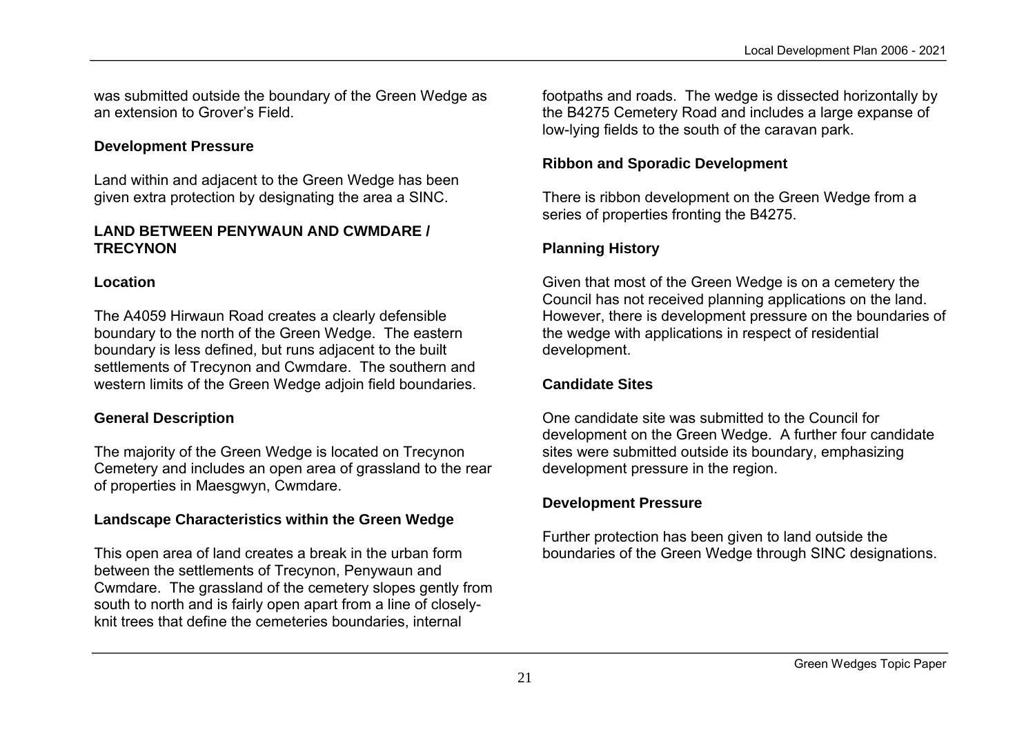was submitted outside the boundary of the Green Wedge as an extension to Grover's Field.

### Development Pressure

Land within and adjacent to the Green Wedge has been given extra protection by designating the area a SINC.

## LAND BETWEEN PENYWAUN AND CWMDARE / TRECYNON

### Location

The A4059 Hirwaun Road creates a clearly defensible boundary to the north of the Green Wedge. The eastern boundary is less defined, but runs adjacent to the built settlements of Trecynon and Cwmdare. The southern and western limits of the Green Wedge adjoin field boundaries.

### General Description

The majority of the Green Wedge is located on Trecynon Cemetery and includes an open area of grassland to the rear of properties in Maesgwyn, Cwmdare.

### Landscape Characteristics within the Green Wedge

This open area of land creates a break in the urban form between the settlements of Trecynon, Penywaun and Cwmdare. The grassland of the cemetery slopes gently from south to north and is fairly open apart from a line of closely-knit trees that define the cemeteries boundaries, internal footpaths and roads. The wedge is dissected horizontally by the B4275 Cemetery Road and includes a large expanse of low-lying fields to the south of the caravan park.

### Ribbon and Sporadic Development

There is ribbon development on the Green Wedge from a series of properties fronting the B4275.

### Planning History

Given that most of the Green Wedge is on a cemetery the Council has not received planning applications on the land. However, there is development pressure on the boundaries of the wedge with applications in respect of residential development.

### Candidate Sites

One candidate site was submitted to the Council for development on the Green Wedge. A further four candidate sites were submitted outside its boundary, emphasizing development pressure in the region.

### Development Pressure

Further protection has been given to land outside the boundaries of the Green Wedge through SINC designations.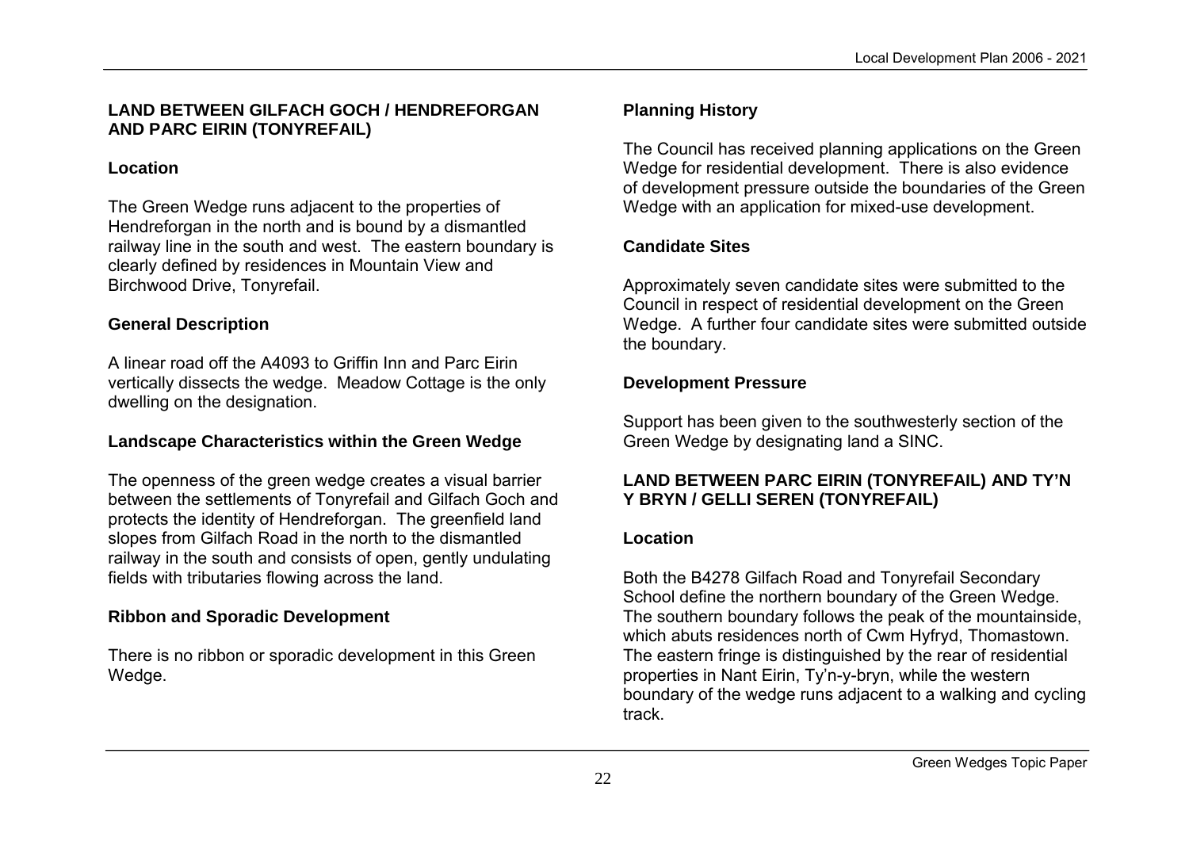## LAND BETWEEN GILFACH GOCH / HENDREFORGAN AND PARC EIRIN (TONYREFAIL)

### Location

The Green Wedge runs adjacent to the properties of Hendreforgan in the north and is bound by a dismantled railway line in the south and west. The eastern boundary is clearly defined by residences in Mountain View and Birchwood Drive, Tonyrefail.

### General Description

A linear road off the A4093 to Griffin Inn and Parc Eirin vertically dissects the wedge. Meadow Cottage is the only dwelling on the designation.

### Landscape Characteristics within the Green Wedge

The openness of the green wedge creates a visual barrier between the settlements of Tonyrefail and Gilfach Goch and protects the identity of Hendreforgan. The greenfield land slopes from Gilfach Road in the north to the dismantled railway in the south and consists of open, gently undulating fields with tributaries flowing across the land.

### Ribbon and Sporadic Development

There is no ribbon or sporadic development in this Green Wedge.

### Planning History

The Council has received planning applications on the Green Wedge for residential development. There is also evidence of development pressure outside the boundaries of the Green Wedge with an application for mixed-use development.

### Candidate Sites

Approximately seven candidate sites were submitted to the Council in respect of residential development on the Green Wedge. A further four candidate sites were submitted outside the boundary.

### Development Pressure

Support has been given to the southwesterly section of the Green Wedge by designating land a SINC.

## LAND BETWEEN PARC EIRIN (TONYREFAIL) AND TY'N Y BRYN / GELLI SEREN (TONYREFAIL)

### Location

Both the B4278 Gilfach Road and Tonyrefail Secondary School define the northern boundary of the Green Wedge. The southern boundary follows the peak of the mountainside, which abuts residences north of Cwm Hyfryd, Thomastown. The eastern fringe is distinguished by the rear of residential properties in Nant Eirin, Ty'n-y-bryn, while the western boundary of the wedge runs adjacent to a walking and cycling track.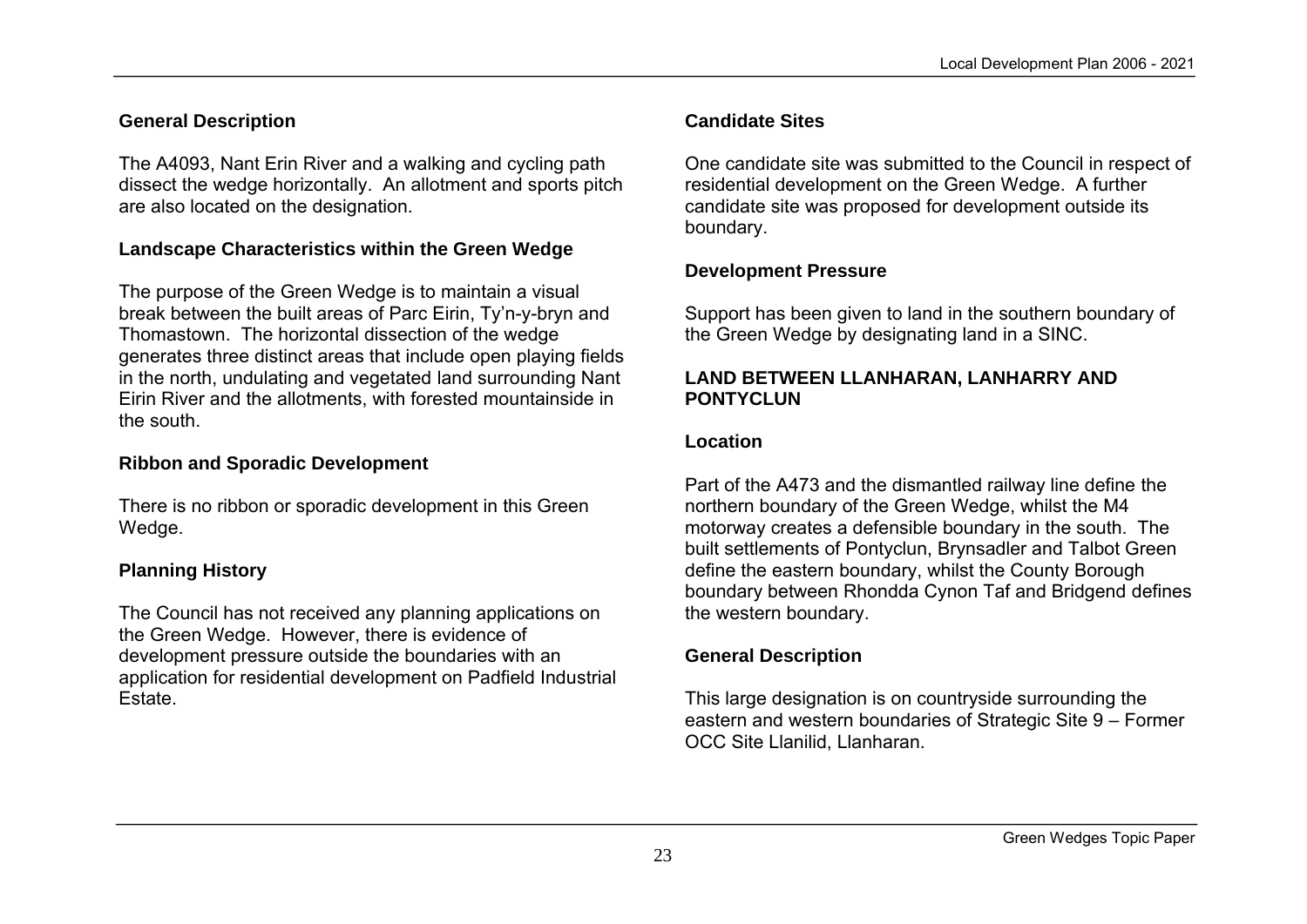### General Description

The A4093, Nant Erin River and a walking and cycling path dissect the wedge horizontally. An allotment and sports pitch are also located on the designation.

### Landscape Characteristics within the Green Wedge

The purpose of the Green Wedge is to maintain a visual break between the built areas of Parc Eirin, Ty'n-y-bryn and Thomastown. The horizontal dissection of the wedge generates three distinct areas that include open playing fields in the north, undulating and vegetated land surrounding Nant Eirin River and the allotments, with forested mountainside in the south.

### Ribbon and Sporadic Development

There is no ribbon or sporadic development in this Green Wedge.

### Planning History

The Council has not received any planning applications on the Green Wedge. However, there is evidence of development pressure outside the boundaries with an application for residential development on Padfield Industrial Estate.

### Candidate Sites

One candidate site was submitted to the Council in respect of residential development on the Green Wedge. A further candidate site was proposed for development outside its boundary.

### Development Pressure

Support has been given to land in the southern boundary of the Green Wedge by designating land in a SINC.

## LAND BETWEEN LLANHARAN, LANHARRY AND PONTYCLUN

### Location

Part of the A473 and the dismantled railway line define the northern boundary of the Green Wedge, whilst the M4 motorway creates a defensible boundary in the south. The built settlements of Pontyclun, Brynsadler and Talbot Green define the eastern boundary, whilst the County Borough boundary between Rhondda Cynon Taf and Bridgend defines the western boundary.

### General Description

This large designation is on countryside surrounding the eastern and western boundaries of Strategic Site 9 – Former OCC Site Llanilid, Llanharan.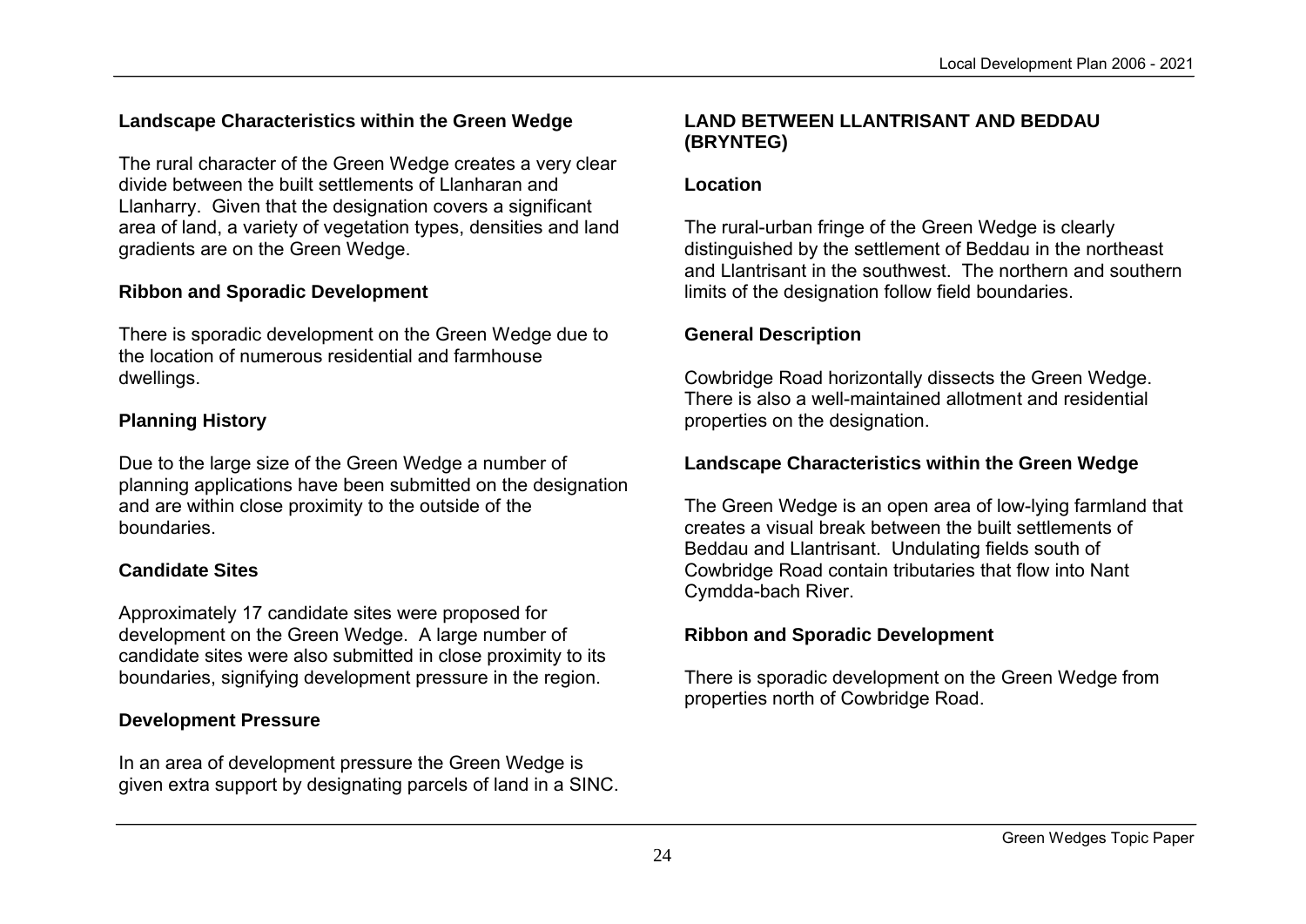### Landscape Characteristics within the Green Wedge

The rural character of the Green Wedge creates a very clear divide between the built settlements of Llanharan and Llanharry. Given that the designation covers a significant area of land, a variety of vegetation types, densities and land gradients are on the Green Wedge.

### Ribbon and Sporadic Development

There is sporadic development on the Green Wedge due to the location of numerous residential and farmhouse dwellings.

### Planning History

Due to the large size of the Green Wedge a number of planning applications have been submitted on the designation and are within close proximity to the outside of the boundaries.

### Candidate Sites

Approximately 17 candidate sites were proposed for development on the Green Wedge. A large number of candidate sites were also submitted in close proximity to its boundaries, signifying development pressure in the region.

### Development Pressure

In an area of development pressure the Green Wedge is given extra support by designating parcels of land in a SINC.

## LAND BETWEEN LLANTRISANT AND BEDDAU (BRYNTEG)

### Location

The rural-urban fringe of the Green Wedge is clearly distinguished by the settlement of Beddau in the northeast and Llantrisant in the southwest. The northern and southern limits of the designation follow field boundaries.

### General Description

Cowbridge Road horizontally dissects the Green Wedge. There is also a well-maintained allotment and residential properties on the designation.

### Landscape Characteristics within the Green Wedge

The Green Wedge is an open area of low-lying farmland that creates a visual break between the built settlements of Beddau and Llantrisant. Undulating fields south of Cowbridge Road contain tributaries that flow into Nant Cymdda-bach River.

### Ribbon and Sporadic Development

There is sporadic development on the Green Wedge from properties north of Cowbridge Road.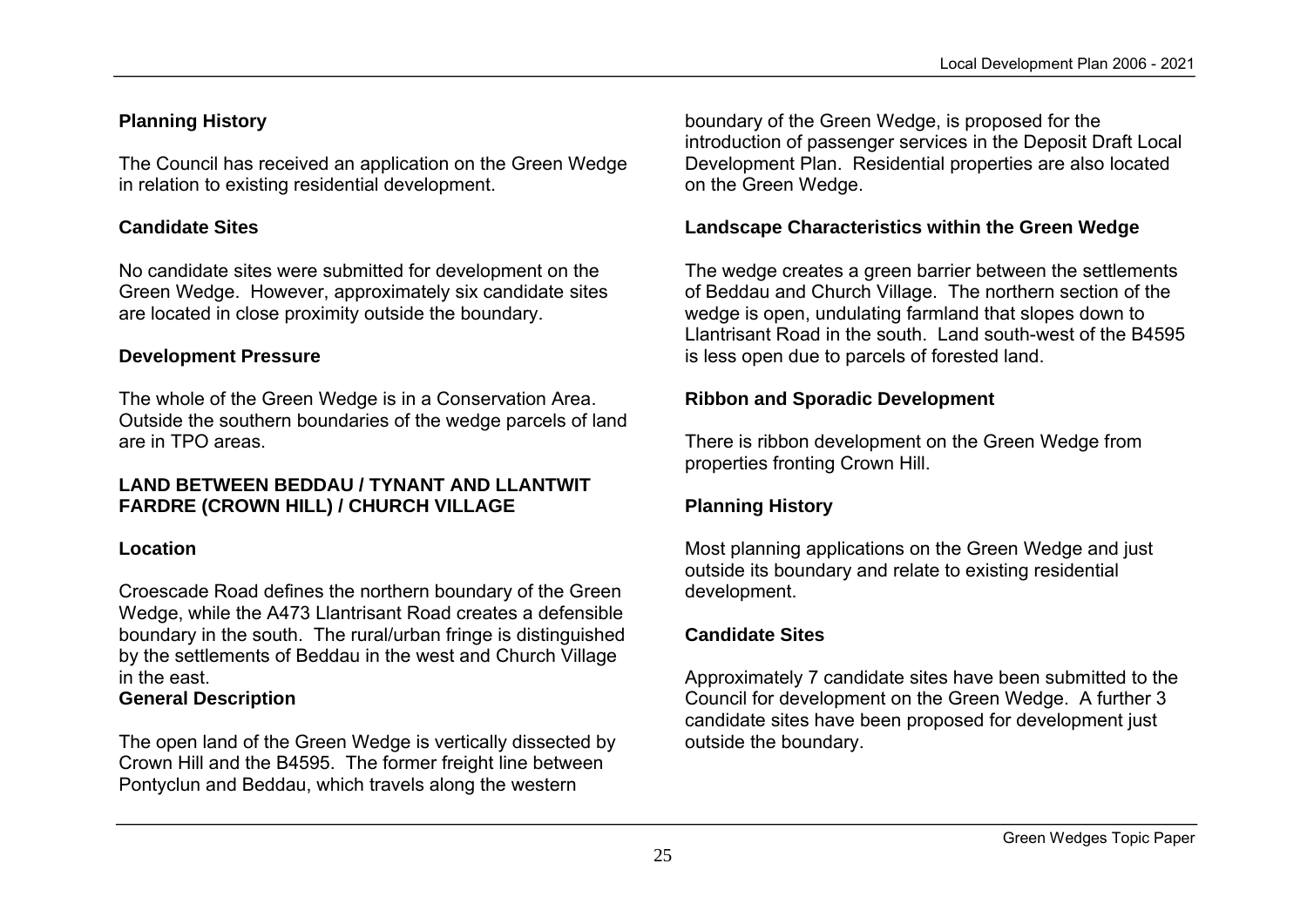**Planning History**

The Council has received an application on the Green Wedge in relation to existing residential development.

**Candidate Sites**

No candidate sites were submitted for development on the Green Wedge. However, approximately six candidate sites are located in close proximity outside the boundary.

**Development Pressure**

The whole of the Green Wedge is in a Conservation Area. Outside the southern boundaries of the wedge parcels of land are in TPO areas.

## LAND BETWEEN BEDDAU / TYNANT AND LLANTWIT FARDRE (CROWN HILL) / CHURCH VILLAGE

**Location**

Croescade Road defines the northern boundary of the Green Wedge, while the A473 Llantrisant Road creates a defensible boundary in the south. The rural/urban fringe is distinguished by the settlements of Beddau in the west and Church Village in the east.

**General Description**

The open land of the Green Wedge is vertically dissected by Crown Hill and the B4595. The former freight line between Pontyclun and Beddau, which travels along the western boundary of the Green Wedge, is proposed for the introduction of passenger services in the Deposit Draft Local Development Plan. Residential properties are also located on the Green Wedge.

**Landscape Characteristics within the Green Wedge**

The wedge creates a green barrier between the settlements of Beddau and Church Village. The northern section of the wedge is open, undulating farmland that slopes down to Llantrisant Road in the south. Land south-west of the B4595 is less open due to parcels of forested land.

**Ribbon and Sporadic Development**

There is ribbon development on the Green Wedge from properties fronting Crown Hill.

**Planning History**

Most planning applications on the Green Wedge and just outside its boundary and relate to existing residential development.

**Candidate Sites**

Approximately 7 candidate sites have been submitted to the Council for development on the Green Wedge. A further 3 candidate sites have been proposed for development just outside the boundary.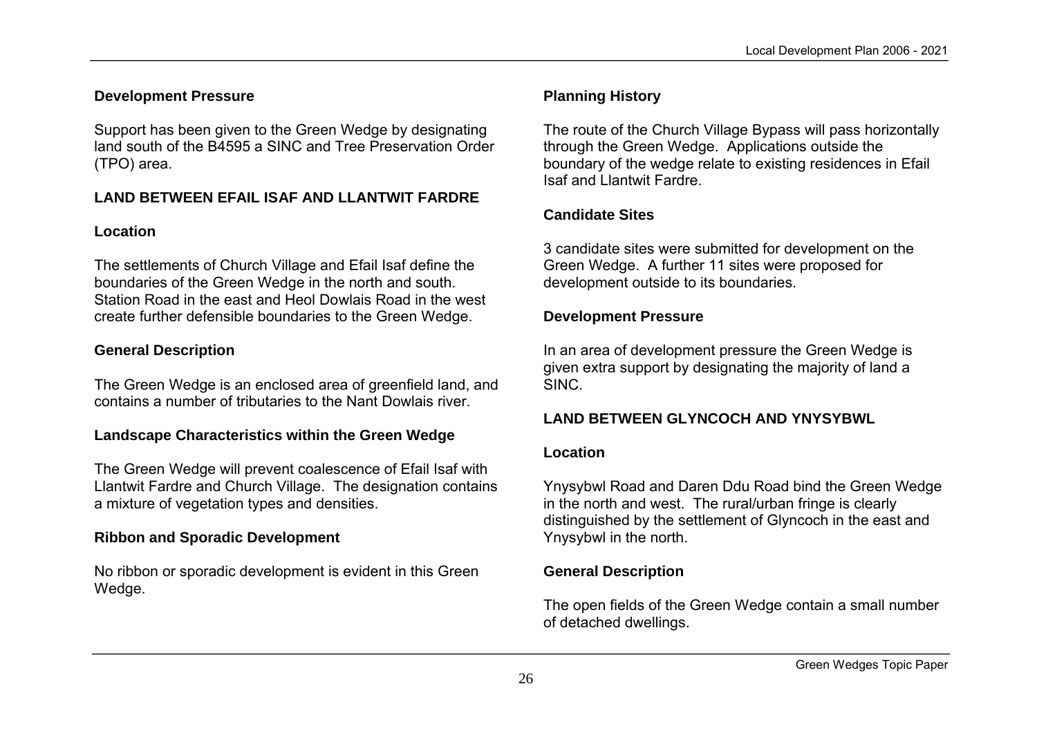### Development Pressure

Support has been given to the Green Wedge by designating land south of the B4595 a SINC and Tree Preservation Order (TPO) area.

## LAND BETWEEN EFAIL ISAF AND LLANTWIT FARDRE

### Location

The settlements of Church Village and Efail Isaf define the boundaries of the Green Wedge in the north and south. Station Road in the east and Heol Dowlais Road in the west create further defensible boundaries to the Green Wedge.

### General Description

The Green Wedge is an enclosed area of greenfield land, and contains a number of tributaries to the Nant Dowlais river.

### Landscape Characteristics within the Green Wedge

The Green Wedge will prevent coalescence of Efail Isaf with Llantwit Fardre and Church Village. The designation contains a mixture of vegetation types and densities.

### Ribbon and Sporadic Development

No ribbon or sporadic development is evident in this Green Wedge.

### Planning History

The route of the Church Village Bypass will pass horizontally through the Green Wedge. Applications outside the boundary of the wedge relate to existing residences in Efail Isaf and Llantwit Fardre.

### Candidate Sites

3 candidate sites were submitted for development on the Green Wedge. A further 11 sites were proposed for development outside to its boundaries.

### Development Pressure

In an area of development pressure the Green Wedge is given extra support by designating the majority of land a SINC.

## LAND BETWEEN GLYNCOCH AND YNYSYBWL

### Location

Ynysybwl Road and Daren Ddu Road bind the Green Wedge in the north and west. The rural/urban fringe is clearly distinguished by the settlement of Glyncoch in the east and Ynysybwl in the north.

### General Description

The open fields of the Green Wedge contain a small number of detached dwellings.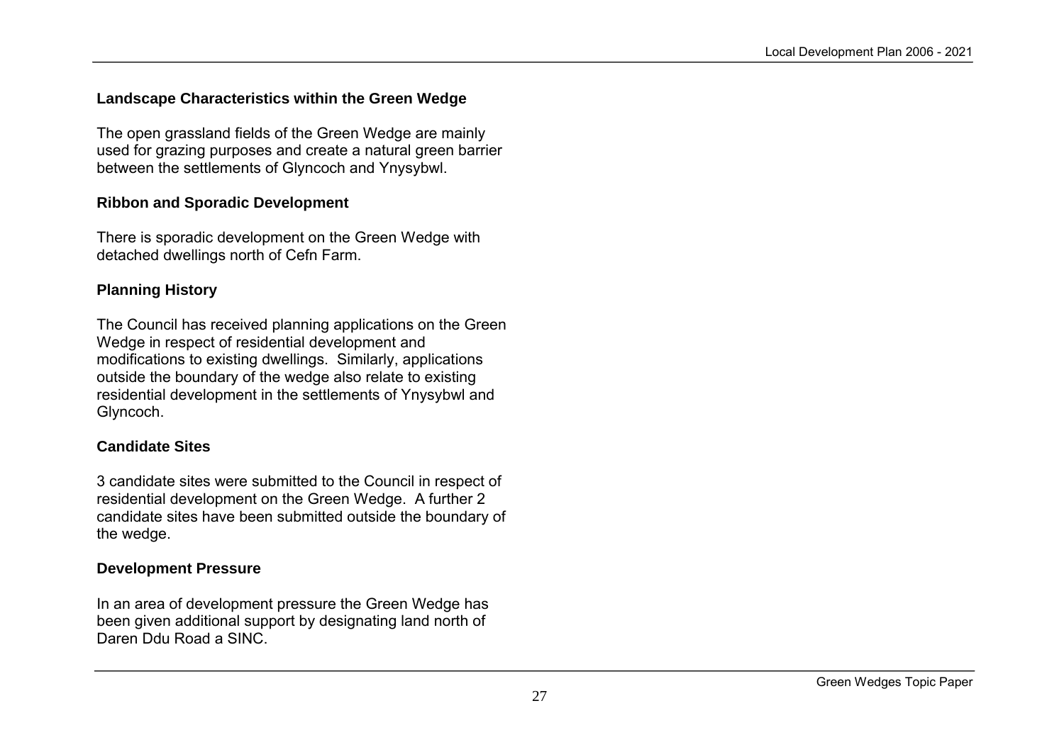### Landscape Characteristics within the Green Wedge

The open grassland fields of the Green Wedge are mainly used for grazing purposes and create a natural green barrier between the settlements of Glyncoch and Ynysybwl.

### Ribbon and Sporadic Development

There is sporadic development on the Green Wedge with detached dwellings north of Cefn Farm.

### Planning History

The Council has received planning applications on the Green Wedge in respect of residential development and modifications to existing dwellings. Similarly, applications outside the boundary of the wedge also relate to existing residential development in the settlements of Ynysybwl and Glyncoch.

### Candidate Sites

3 candidate sites were submitted to the Council in respect of residential development on the Green Wedge. A further 2 candidate sites have been submitted outside the boundary of the wedge.

### Development Pressure

In an area of development pressure the Green Wedge has been given additional support by designating land north of Daren Ddu Road a SINC.